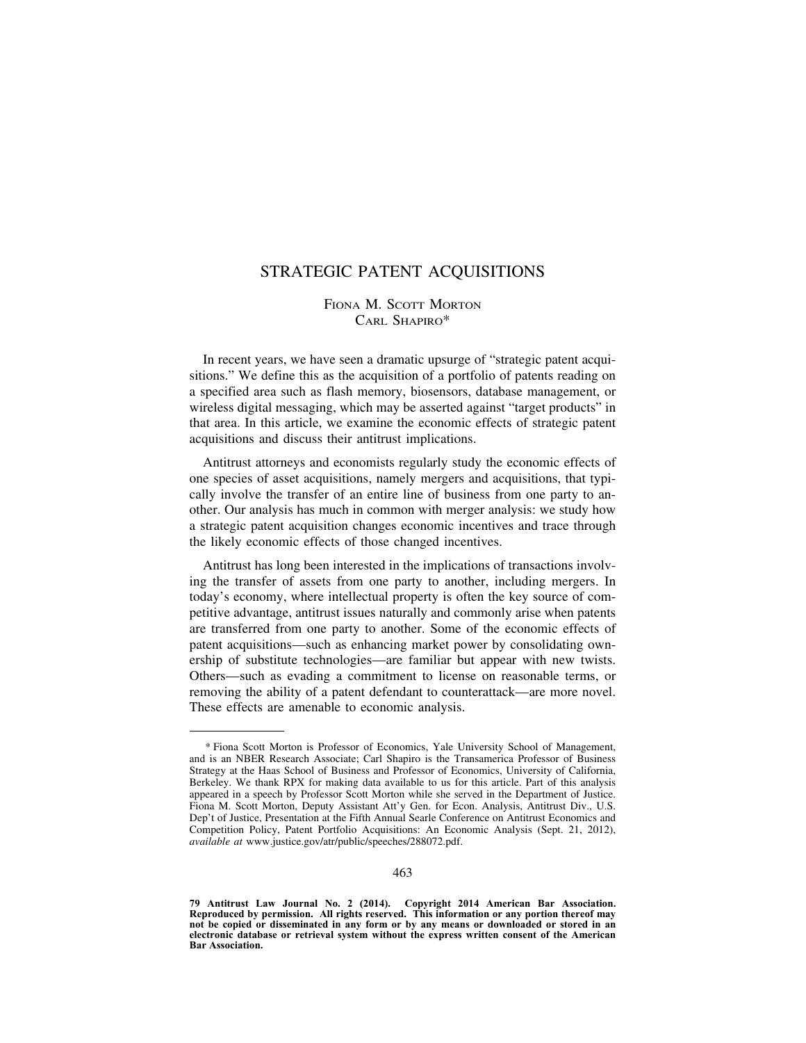# STRATEGIC PATENT ACQUISITIONS

FIONA M. SCOTT MORTON
CARL SHAPIRO*

In recent years, we have seen a dramatic upsurge of "strategic patent acquisitions." We define this as the acquisition of a portfolio of patents reading on a specified area such as flash memory, biosensors, database management, or wireless digital messaging, which may be asserted against "target products" in that area. In this article, we examine the economic effects of strategic patent acquisitions and discuss their antitrust implications.

Antitrust attorneys and economists regularly study the economic effects of one species of asset acquisitions, namely mergers and acquisitions, that typically involve the transfer of an entire line of business from one party to another. Our analysis has much in common with merger analysis: we study how a strategic patent acquisition changes economic incentives and trace through the likely economic effects of those changed incentives.

Antitrust has long been interested in the implications of transactions involving the transfer of assets from one party to another, including mergers. In today's economy, where intellectual property is often the key source of competitive advantage, antitrust issues naturally and commonly arise when patents are transferred from one party to another. Some of the economic effects of patent acquisitions—such as enhancing market power by consolidating ownership of substitute technologies—are familiar but appear with new twists. Others—such as evading a commitment to license on reasonable terms, or removing the ability of a patent defendant to counterattack—are more novel. These effects are amenable to economic analysis.

---

\* Fiona Scott Morton is Professor of Economics, Yale University School of Management, and is an NBER Research Associate; Carl Shapiro is the Transamerica Professor of Business Strategy at the Haas School of Business and Professor of Economics, University of California, Berkeley. We thank RPX for making data available to us for this article. Part of this analysis appeared in a speech by Professor Scott Morton while she served in the Department of Justice. Fiona M. Scott Morton, Deputy Assistant Att'y Gen. for Econ. Analysis, Antitrust Div., U.S. Dep't of Justice, Presentation at the Fifth Annual Searle Conference on Antitrust Economics and Competition Policy, Patent Portfolio Acquisitions: An Economic Analysis (Sept. 21, 2012), *available at* www.justice.gov/atr/public/speeches/288072.pdf.

**79 Antitrust Law Journal No. 2 (2014). Copyright 2014 American Bar Association. Reproduced by permission. All rights reserved. This information or any portion thereof may not be copied or disseminated in any form or by any means or downloaded or stored in an electronic database or retrieval system without the express written consent of the American Bar Association.**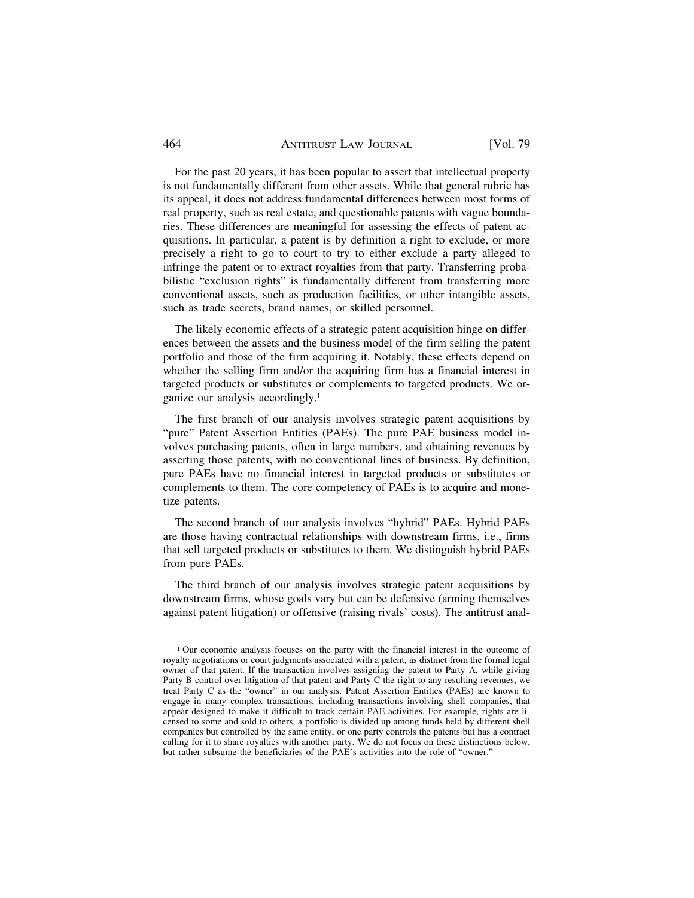For the past 20 years, it has been popular to assert that intellectual property is not fundamentally different from other assets. While that general rubric has its appeal, it does not address fundamental differences between most forms of real property, such as real estate, and questionable patents with vague boundaries. These differences are meaningful for assessing the effects of patent acquisitions. In particular, a patent is by definition a right to exclude, or more precisely a right to go to court to try to either exclude a party alleged to infringe the patent or to extract royalties from that party. Transferring probabilistic "exclusion rights" is fundamentally different from transferring more conventional assets, such as production facilities, or other intangible assets, such as trade secrets, brand names, or skilled personnel.

The likely economic effects of a strategic patent acquisition hinge on differences between the assets and the business model of the firm selling the patent portfolio and those of the firm acquiring it. Notably, these effects depend on whether the selling firm and/or the acquiring firm has a financial interest in targeted products or substitutes or complements to targeted products. We organize our analysis accordingly.[1]

The first branch of our analysis involves strategic patent acquisitions by "pure" Patent Assertion Entities (PAEs). The pure PAE business model involves purchasing patents, often in large numbers, and obtaining revenues by asserting those patents, with no conventional lines of business. By definition, pure PAEs have no financial interest in targeted products or substitutes or complements to them. The core competency of PAEs is to acquire and monetize patents.

The second branch of our analysis involves "hybrid" PAEs. Hybrid PAEs are those having contractual relationships with downstream firms, i.e., firms that sell targeted products or substitutes to them. We distinguish hybrid PAEs from pure PAEs.

The third branch of our analysis involves strategic patent acquisitions by downstream firms, whose goals vary but can be defensive (arming themselves against patent litigation) or offensive (raising rivals' costs). The antitrust anal-

[1] Our economic analysis focuses on the party with the financial interest in the outcome of royalty negotiations or court judgments associated with a patent, as distinct from the formal legal owner of that patent. If the transaction involves assigning the patent to Party A, while giving Party B control over litigation of that patent and Party C the right to any resulting revenues, we treat Party C as the "owner" in our analysis. Patent Assertion Entities (PAEs) are known to engage in many complex transactions, including transactions involving shell companies, that appear designed to make it difficult to track certain PAE activities. For example, rights are licensed to some and sold to others, a portfolio is divided up among funds held by different shell companies but controlled by the same entity, or one party controls the patents but has a contract calling for it to share royalties with another party. We do not focus on these distinctions below, but rather subsume the beneficiaries of the PAE's activities into the role of "owner."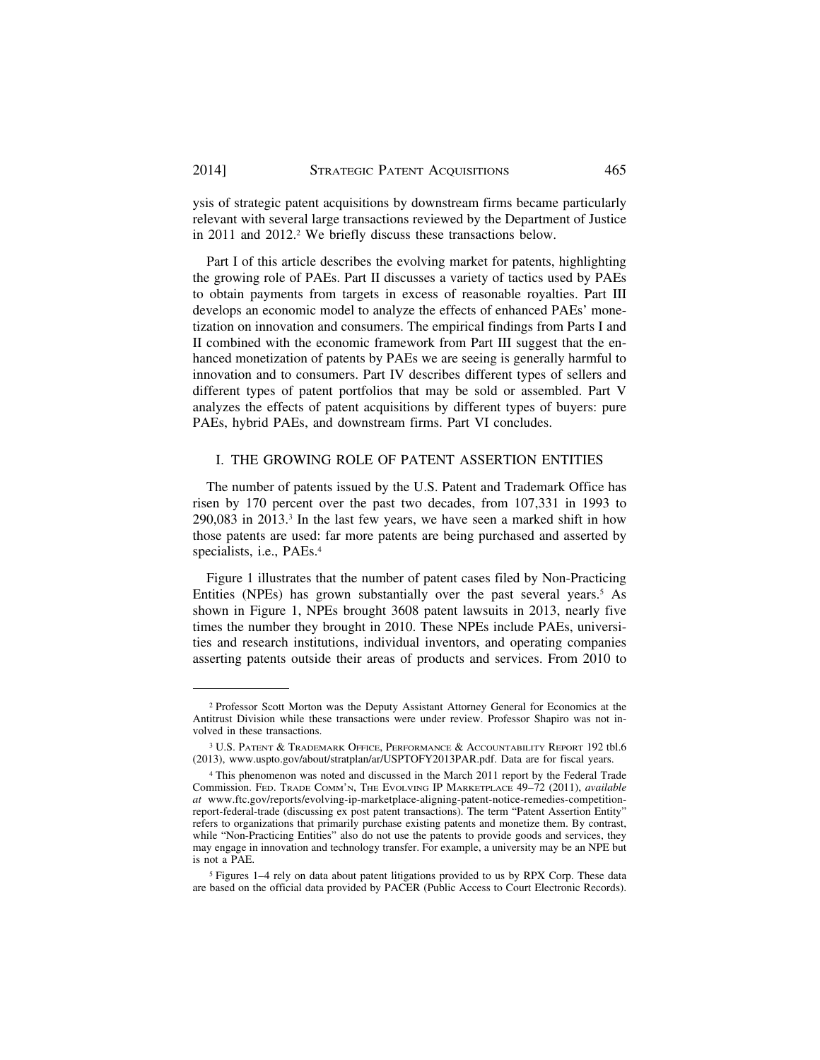ysis of strategic patent acquisitions by downstream firms became particularly relevant with several large transactions reviewed by the Department of Justice in 2011 and 2012.[2] We briefly discuss these transactions below.

Part I of this article describes the evolving market for patents, highlighting the growing role of PAEs. Part II discusses a variety of tactics used by PAEs to obtain payments from targets in excess of reasonable royalties. Part III develops an economic model to analyze the effects of enhanced PAEs' monetization on innovation and consumers. The empirical findings from Parts I and II combined with the economic framework from Part III suggest that the enhanced monetization of patents by PAEs we are seeing is generally harmful to innovation and to consumers. Part IV describes different types of sellers and different types of patent portfolios that may be sold or assembled. Part V analyzes the effects of patent acquisitions by different types of buyers: pure PAEs, hybrid PAEs, and downstream firms. Part VI concludes.

## I. THE GROWING ROLE OF PATENT ASSERTION ENTITIES

The number of patents issued by the U.S. Patent and Trademark Office has risen by 170 percent over the past two decades, from 107,331 in 1993 to 290,083 in 2013.[3] In the last few years, we have seen a marked shift in how those patents are used: far more patents are being purchased and asserted by specialists, i.e., PAEs.[4]

Figure 1 illustrates that the number of patent cases filed by Non-Practicing Entities (NPEs) has grown substantially over the past several years.[5] As shown in Figure 1, NPEs brought 3608 patent lawsuits in 2013, nearly five times the number they brought in 2010. These NPEs include PAEs, universities and research institutions, individual inventors, and operating companies asserting patents outside their areas of products and services. From 2010 to

---

[2] Professor Scott Morton was the Deputy Assistant Attorney General for Economics at the Antitrust Division while these transactions were under review. Professor Shapiro was not involved in these transactions.

[3] U.S. Patent & Trademark Office, Performance & Accountability Report 192 tbl.6 (2013), www.uspto.gov/about/stratplan/ar/USPTOFY2013PAR.pdf. Data are for fiscal years.

[4] This phenomenon was noted and discussed in the March 2011 report by the Federal Trade Commission. Fed. Trade Comm'n, The Evolving IP Marketplace 49–72 (2011), *available at* www.ftc.gov/reports/evolving-ip-marketplace-aligning-patent-notice-remedies-competition-report-federal-trade (discussing ex post patent transactions). The term "Patent Assertion Entity" refers to organizations that primarily purchase existing patents and monetize them. By contrast, while "Non-Practicing Entities" also do not use the patents to provide goods and services, they may engage in innovation and technology transfer. For example, a university may be an NPE but is not a PAE.

[5] Figures 1–4 rely on data about patent litigations provided to us by RPX Corp. These data are based on the official data provided by PACER (Public Access to Court Electronic Records).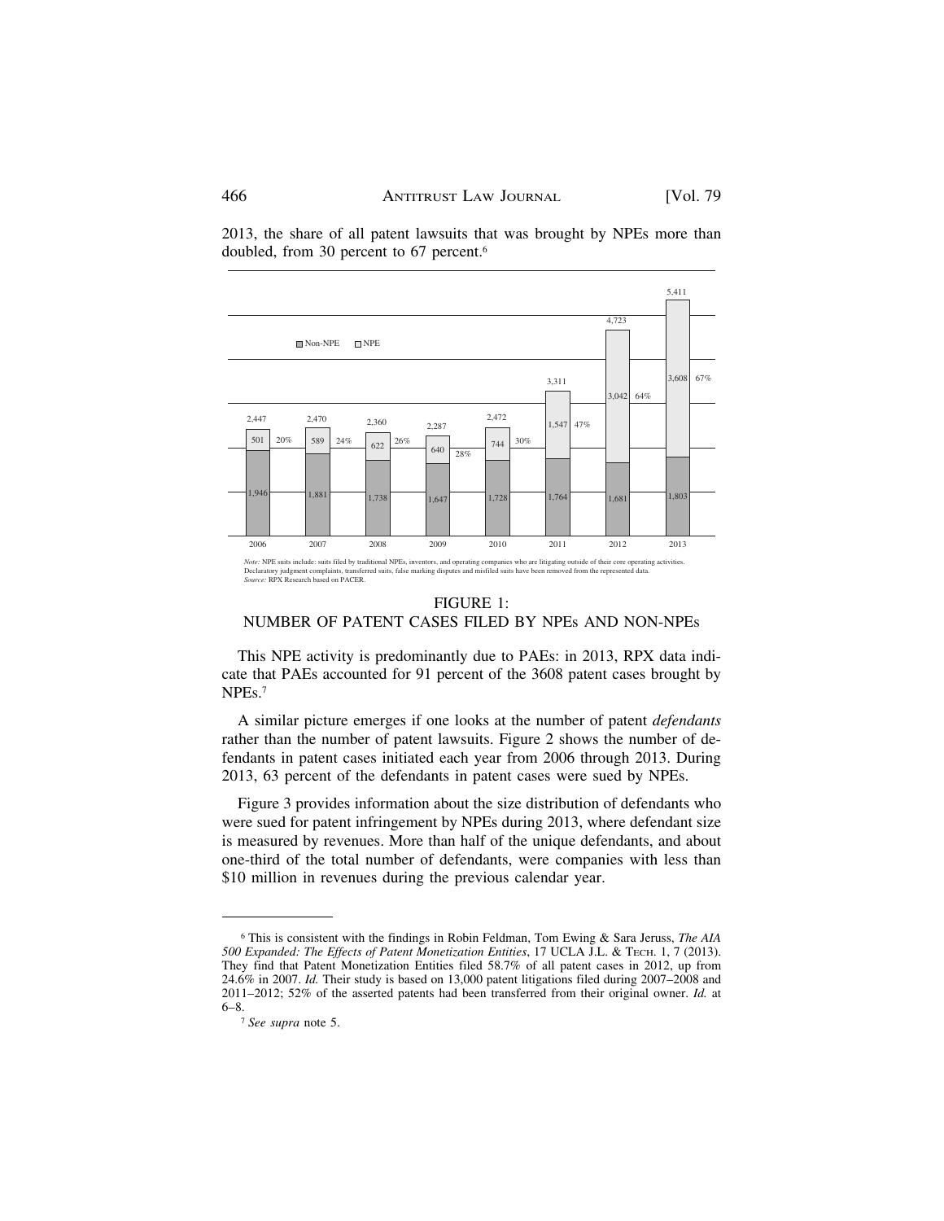2013, the share of all patent lawsuits that was brought by NPEs more than doubled, from 30 percent to 67 percent.[6]

| Year | Non-NPE | NPE | NPE Share | Total |
|---|---|---|---|---|
| 2006 | 1,946 | 501 | 20% | 2,447 |
| 2007 | 1,881 | 589 | 24% | 2,470 |
| 2008 | 1,738 | 622 | 26% | 2,360 |
| 2009 | 1,647 | 640 | 28% | 2,287 |
| 2010 | 1,728 | 744 | 30% | 2,472 |
| 2011 | 1,764 | 1,547 | 47% | 3,311 |
| 2012 | 1,681 | 3,042 | 64% | 4,723 |
| 2013 | 1,803 | 3,608 | 67% | 5,411 |

*Note:* NPE suits include: suits filed by traditional NPEs, inventors, and operating companies who are litigating outside of their core operating activities. Declaratory judgment complaints, transferred suits, false marking disputes and misfiled suits have been removed from the represented data.
*Source:* RPX Research based on PACER.

FIGURE 1:
NUMBER OF PATENT CASES FILED BY NPEs AND NON-NPEs

This NPE activity is predominantly due to PAEs: in 2013, RPX data indicate that PAEs accounted for 91 percent of the 3608 patent cases brought by NPEs.[7]

A similar picture emerges if one looks at the number of patent *defendants* rather than the number of patent lawsuits. Figure 2 shows the number of defendants in patent cases initiated each year from 2006 through 2013. During 2013, 63 percent of the defendants in patent cases were sued by NPEs.

Figure 3 provides information about the size distribution of defendants who were sued for patent infringement by NPEs during 2013, where defendant size is measured by revenues. More than half of the unique defendants, and about one-third of the total number of defendants, were companies with less than $10 million in revenues during the previous calendar year.

---

[6] This is consistent with the findings in Robin Feldman, Tom Ewing & Sara Jeruss, *The AIA 500 Expanded: The Effects of Patent Monetization Entities*, 17 UCLA J.L. & TECH. 1, 7 (2013). They find that Patent Monetization Entities filed 58.7% of all patent cases in 2012, up from 24.6% in 2007. *Id.* Their study is based on 13,000 patent litigations filed during 2007–2008 and 2011–2012; 52% of the asserted patents had been transferred from their original owner. *Id.* at 6–8.

[7] *See supra* note 5.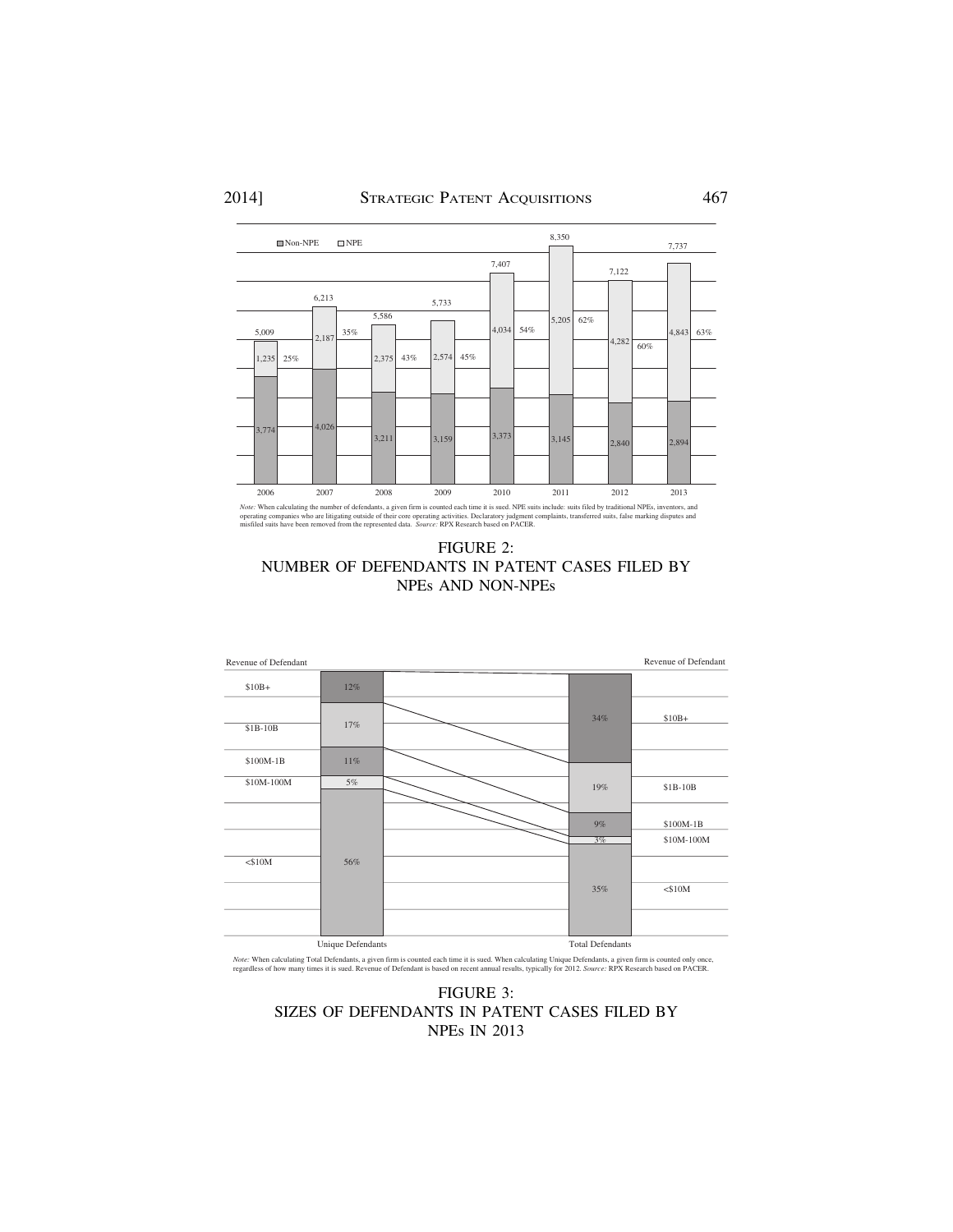| Year | Non-NPE | NPE | NPE % | Total |
|---|---|---|---|---|
| 2006 | 3,774 | 1,235 | 25% | 5,009 |
| 2007 | 4,026 | 2,187 | 35% | 6,213 |
| 2008 | 3,211 | 2,375 | 43% | 5,586 |
| 2009 | 3,159 | 2,574 | 45% | 5,733 |
| 2010 | 3,373 | 4,034 | 54% | 7,407 |
| 2011 | 3,145 | 5,205 | 62% | 8,350 |
| 2012 | 2,840 | 4,282 | 60% | 7,122 |
| 2013 | 2,894 | 4,843 | 63% | 7,737 |

*Note:* When calculating the number of defendants, a given firm is counted each time it is sued. NPE suits include: suits filed by traditional NPEs, inventors, and operating companies who are litigating outside of their core operating activities. Declaratory judgment complaints, transferred suits, false marking disputes and misfiled suits have been removed from the represented data. *Source:* RPX Research based on PACER.

FIGURE 2:
NUMBER OF DEFENDANTS IN PATENT CASES FILED BY NPEs AND NON-NPEs

| Revenue of Defendant | Unique Defendants | Total Defendants |
|---|---|---|
| $10B+ | 12% | 34% |
| $1B-10B | 17% | 19% |
| $100M-1B | 11% | 9% |
| $10M-100M | 5% | 3% |
| <$10M | 56% | 35% |

*Note:* When calculating Total Defendants, a given firm is counted each time it is sued. When calculating Unique Defendants, a given firm is counted only once, regardless of how many times it is sued. Revenue of Defendant is based on recent annual results, typically for 2012. *Source:* RPX Research based on PACER.

FIGURE 3:
SIZES OF DEFENDANTS IN PATENT CASES FILED BY NPEs IN 2013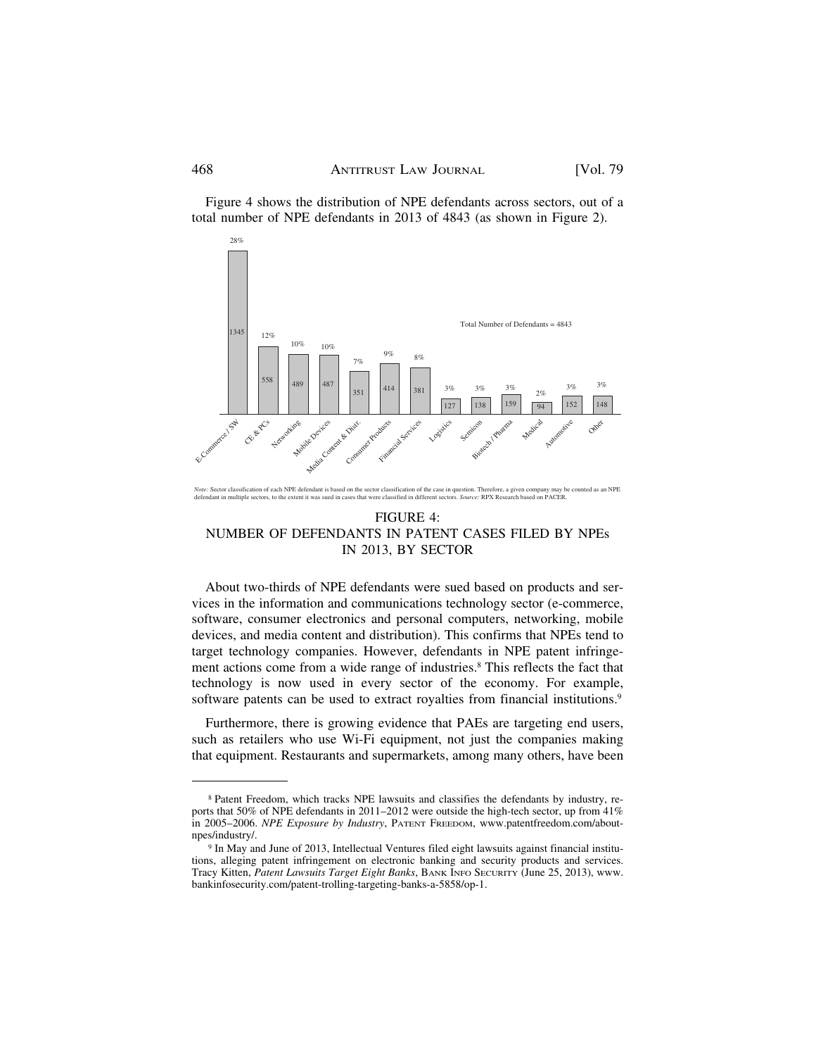Figure 4 shows the distribution of NPE defendants across sectors, out of a total number of NPE defendants in 2013 of 4843 (as shown in Figure 2).

| Sector | Number of Defendants | Percentage |
|---|---|---|
| E-Commerce / SW | 1345 | 28% |
| CE & PCs | 558 | 12% |
| Networking | 489 | 10% |
| Mobile Devices | 487 | 10% |
| Media Content & Distr. | 351 | 7% |
| Consumer Products | 414 | 9% |
| Financial Services | 381 | 8% |
| Logistics | 127 | 3% |
| Semicon | 138 | 3% |
| Biotech / Pharma | 159 | 3% |
| Medical | 94 | 2% |
| Automotive | 152 | 3% |
| Other | 148 | 3% |

Total Number of Defendants = 4843

*Note:* Sector classification of each NPE defendant is based on the sector classification of the case in question. Therefore, a given company may be counted as an NPE defendant in multiple sectors, to the extent it was sued in cases that were classified in different sectors. *Source:* RPX Research based on PACER.

FIGURE 4:
NUMBER OF DEFENDANTS IN PATENT CASES FILED BY NPEs IN 2013, BY SECTOR

About two-thirds of NPE defendants were sued based on products and services in the information and communications technology sector (e-commerce, software, consumer electronics and personal computers, networking, mobile devices, and media content and distribution). This confirms that NPEs tend to target technology companies. However, defendants in NPE patent infringement actions come from a wide range of industries.[8] This reflects the fact that technology is now used in every sector of the economy. For example, software patents can be used to extract royalties from financial institutions.[9]

Furthermore, there is growing evidence that PAEs are targeting end users, such as retailers who use Wi-Fi equipment, not just the companies making that equipment. Restaurants and supermarkets, among many others, have been

---

[8] Patent Freedom, which tracks NPE lawsuits and classifies the defendants by industry, reports that 50% of NPE defendants in 2011–2012 were outside the high-tech sector, up from 41% in 2005–2006. *NPE Exposure by Industry*, PATENT FREEDOM, www.patentfreedom.com/about-npes/industry/.

[9] In May and June of 2013, Intellectual Ventures filed eight lawsuits against financial institutions, alleging patent infringement on electronic banking and security products and services. Tracy Kitten, *Patent Lawsuits Target Eight Banks*, BANK INFO SECURITY (June 25, 2013), www.bankinfosecurity.com/patent-trolling-targeting-banks-a-5858/op-1.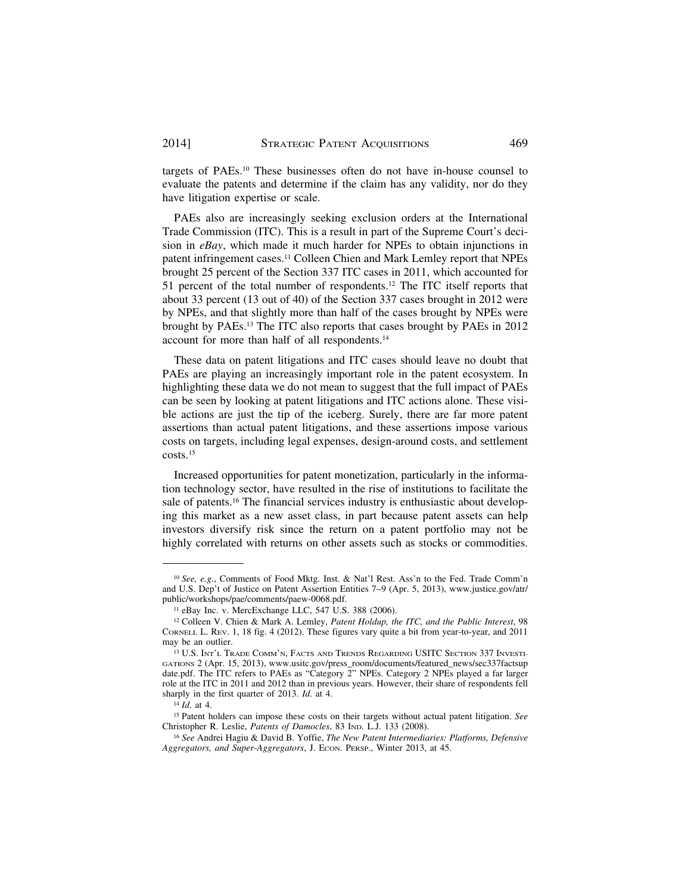targets of PAEs.[10] These businesses often do not have in-house counsel to evaluate the patents and determine if the claim has any validity, nor do they have litigation expertise or scale.

PAEs also are increasingly seeking exclusion orders at the International Trade Commission (ITC). This is a result in part of the Supreme Court's decision in *eBay*, which made it much harder for NPEs to obtain injunctions in patent infringement cases.[11] Colleen Chien and Mark Lemley report that NPEs brought 25 percent of the Section 337 ITC cases in 2011, which accounted for 51 percent of the total number of respondents.[12] The ITC itself reports that about 33 percent (13 out of 40) of the Section 337 cases brought in 2012 were by NPEs, and that slightly more than half of the cases brought by NPEs were brought by PAEs.[13] The ITC also reports that cases brought by PAEs in 2012 account for more than half of all respondents.[14]

These data on patent litigations and ITC cases should leave no doubt that PAEs are playing an increasingly important role in the patent ecosystem. In highlighting these data we do not mean to suggest that the full impact of PAEs can be seen by looking at patent litigations and ITC actions alone. These visible actions are just the tip of the iceberg. Surely, there are far more patent assertions than actual patent litigations, and these assertions impose various costs on targets, including legal expenses, design-around costs, and settlement costs.[15]

Increased opportunities for patent monetization, particularly in the information technology sector, have resulted in the rise of institutions to facilitate the sale of patents.[16] The financial services industry is enthusiastic about developing this market as a new asset class, in part because patent assets can help investors diversify risk since the return on a patent portfolio may not be highly correlated with returns on other assets such as stocks or commodities.

---

[10] *See, e.g.*, Comments of Food Mktg. Inst. & Nat'l Rest. Ass'n to the Fed. Trade Comm'n and U.S. Dep't of Justice on Patent Assertion Entities 7–9 (Apr. 5, 2013), www.justice.gov/atr/public/workshops/pae/comments/paew-0068.pdf.

[11] eBay Inc. v. MercExchange LLC, 547 U.S. 388 (2006).

[12] Colleen V. Chien & Mark A. Lemley, *Patent Holdup, the ITC, and the Public Interest*, 98 CORNELL L. REV. 1, 18 fig. 4 (2012). These figures vary quite a bit from year-to-year, and 2011 may be an outlier.

[13] U.S. INT'L TRADE COMM'N, FACTS AND TRENDS REGARDING USITC SECTION 337 INVESTIGATIONS 2 (Apr. 15, 2013), www.usitc.gov/press_room/documents/featured_news/sec337factsupdate.pdf. The ITC refers to PAEs as "Category 2" NPEs. Category 2 NPEs played a far larger role at the ITC in 2011 and 2012 than in previous years. However, their share of respondents fell sharply in the first quarter of 2013. *Id.* at 4.

[14] *Id.* at 4.

[15] Patent holders can impose these costs on their targets without actual patent litigation. *See* Christopher R. Leslie, *Patents of Damocles*, 83 IND. L.J. 133 (2008).

[16] *See* Andrei Hagiu & David B. Yoffie, *The New Patent Intermediaries: Platforms, Defensive Aggregators, and Super-Aggregators*, J. ECON. PERSP., Winter 2013, at 45.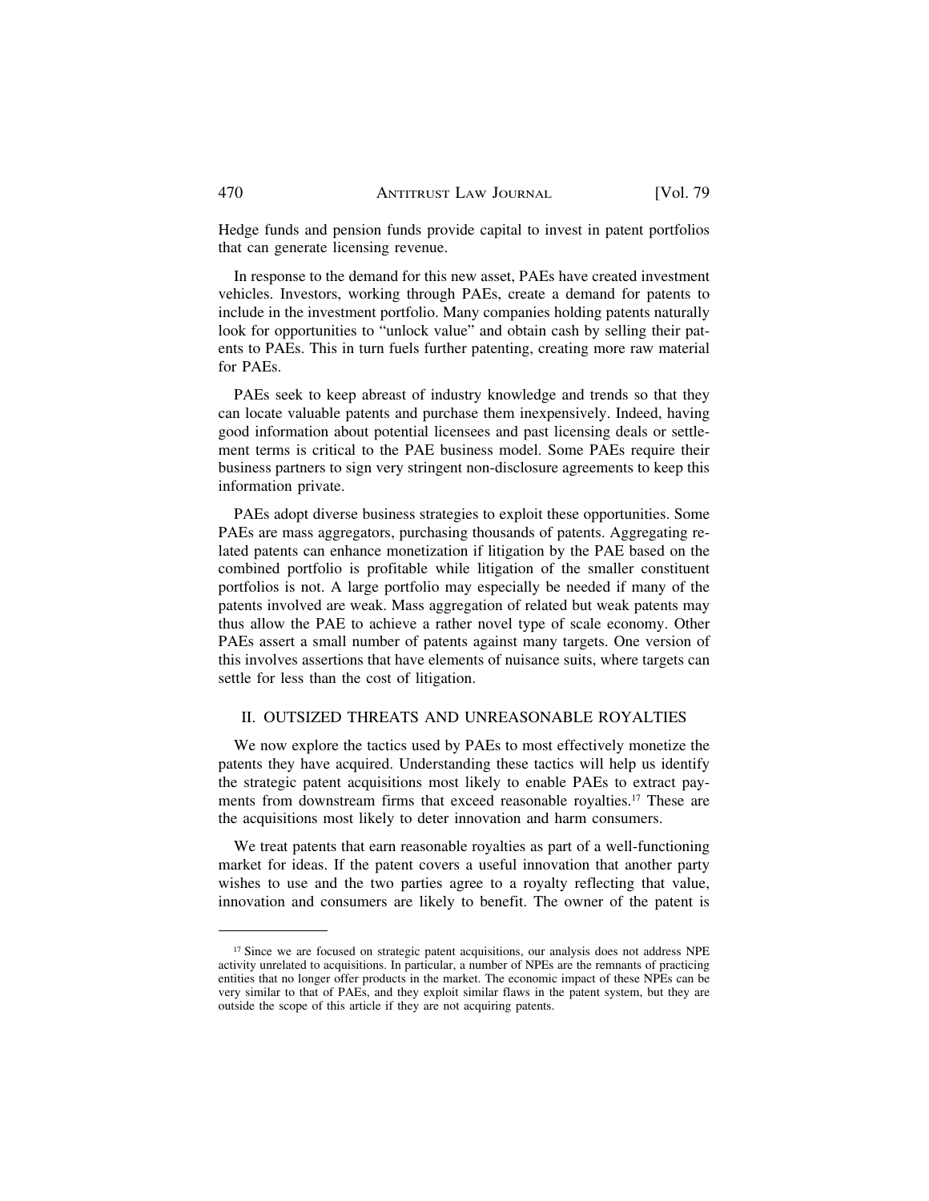Hedge funds and pension funds provide capital to invest in patent portfolios that can generate licensing revenue.

In response to the demand for this new asset, PAEs have created investment vehicles. Investors, working through PAEs, create a demand for patents to include in the investment portfolio. Many companies holding patents naturally look for opportunities to "unlock value" and obtain cash by selling their patents to PAEs. This in turn fuels further patenting, creating more raw material for PAEs.

PAEs seek to keep abreast of industry knowledge and trends so that they can locate valuable patents and purchase them inexpensively. Indeed, having good information about potential licensees and past licensing deals or settlement terms is critical to the PAE business model. Some PAEs require their business partners to sign very stringent non-disclosure agreements to keep this information private.

PAEs adopt diverse business strategies to exploit these opportunities. Some PAEs are mass aggregators, purchasing thousands of patents. Aggregating related patents can enhance monetization if litigation by the PAE based on the combined portfolio is profitable while litigation of the smaller constituent portfolios is not. A large portfolio may especially be needed if many of the patents involved are weak. Mass aggregation of related but weak patents may thus allow the PAE to achieve a rather novel type of scale economy. Other PAEs assert a small number of patents against many targets. One version of this involves assertions that have elements of nuisance suits, where targets can settle for less than the cost of litigation.

## II. OUTSIZED THREATS AND UNREASONABLE ROYALTIES

We now explore the tactics used by PAEs to most effectively monetize the patents they have acquired. Understanding these tactics will help us identify the strategic patent acquisitions most likely to enable PAEs to extract payments from downstream firms that exceed reasonable royalties.[17] These are the acquisitions most likely to deter innovation and harm consumers.

We treat patents that earn reasonable royalties as part of a well-functioning market for ideas. If the patent covers a useful innovation that another party wishes to use and the two parties agree to a royalty reflecting that value, innovation and consumers are likely to benefit. The owner of the patent is

---

[17] Since we are focused on strategic patent acquisitions, our analysis does not address NPE activity unrelated to acquisitions. In particular, a number of NPEs are the remnants of practicing entities that no longer offer products in the market. The economic impact of these NPEs can be very similar to that of PAEs, and they exploit similar flaws in the patent system, but they are outside the scope of this article if they are not acquiring patents.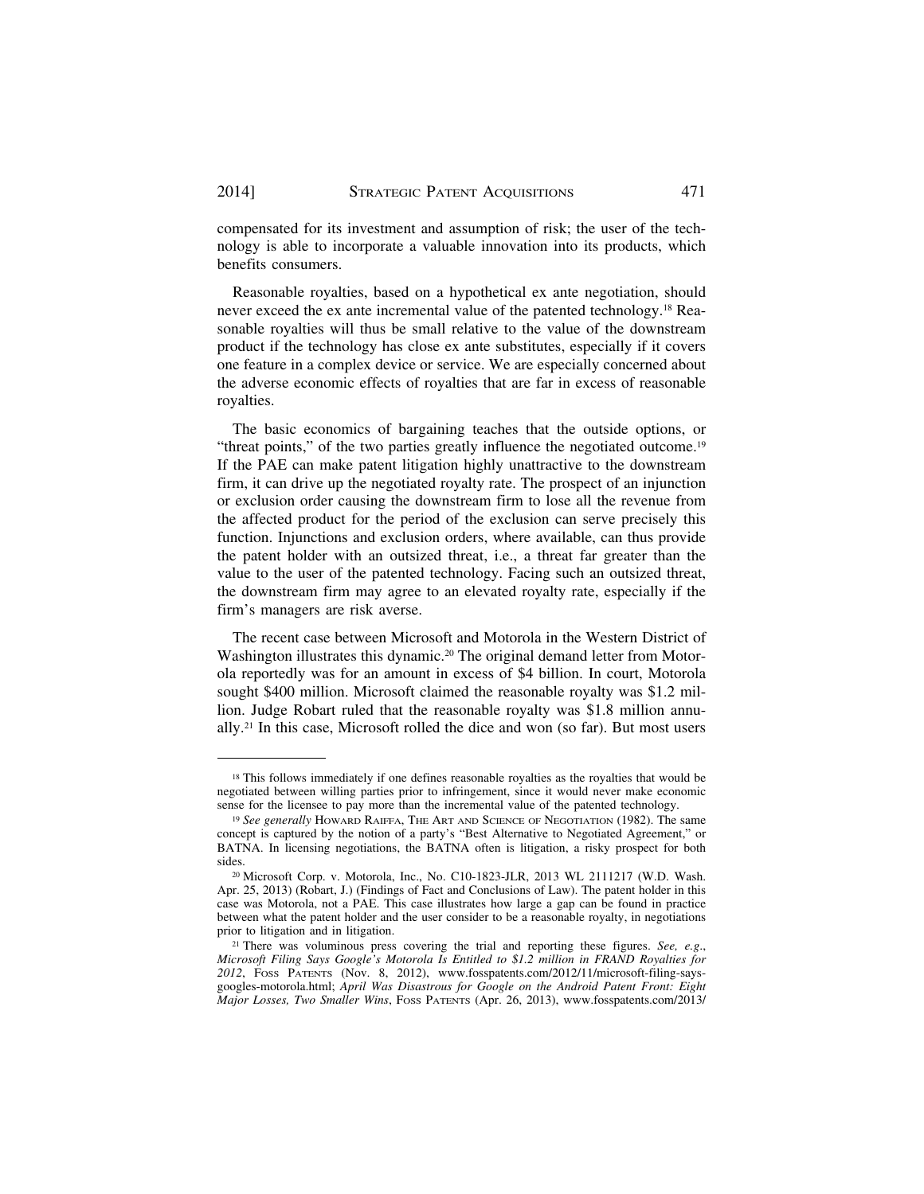compensated for its investment and assumption of risk; the user of the technology is able to incorporate a valuable innovation into its products, which benefits consumers.

Reasonable royalties, based on a hypothetical ex ante negotiation, should never exceed the ex ante incremental value of the patented technology.[18] Reasonable royalties will thus be small relative to the value of the downstream product if the technology has close ex ante substitutes, especially if it covers one feature in a complex device or service. We are especially concerned about the adverse economic effects of royalties that are far in excess of reasonable royalties.

The basic economics of bargaining teaches that the outside options, or "threat points," of the two parties greatly influence the negotiated outcome.[19] If the PAE can make patent litigation highly unattractive to the downstream firm, it can drive up the negotiated royalty rate. The prospect of an injunction or exclusion order causing the downstream firm to lose all the revenue from the affected product for the period of the exclusion can serve precisely this function. Injunctions and exclusion orders, where available, can thus provide the patent holder with an outsized threat, i.e., a threat far greater than the value to the user of the patented technology. Facing such an outsized threat, the downstream firm may agree to an elevated royalty rate, especially if the firm's managers are risk averse.

The recent case between Microsoft and Motorola in the Western District of Washington illustrates this dynamic.[20] The original demand letter from Motorola reportedly was for an amount in excess of $4 billion. In court, Motorola sought $400 million. Microsoft claimed the reasonable royalty was $1.2 million. Judge Robart ruled that the reasonable royalty was $1.8 million annually.[21] In this case, Microsoft rolled the dice and won (so far). But most users

---

[18] This follows immediately if one defines reasonable royalties as the royalties that would be negotiated between willing parties prior to infringement, since it would never make economic sense for the licensee to pay more than the incremental value of the patented technology.

[19] *See generally* Howard Raiffa, The Art and Science of Negotiation (1982). The same concept is captured by the notion of a party's "Best Alternative to Negotiated Agreement," or BATNA. In licensing negotiations, the BATNA often is litigation, a risky prospect for both sides.

[20] Microsoft Corp. v. Motorola, Inc., No. C10-1823-JLR, 2013 WL 2111217 (W.D. Wash. Apr. 25, 2013) (Robart, J.) (Findings of Fact and Conclusions of Law). The patent holder in this case was Motorola, not a PAE. This case illustrates how large a gap can be found in practice between what the patent holder and the user consider to be a reasonable royalty, in negotiations prior to litigation and in litigation.

[21] There was voluminous press covering the trial and reporting these figures. *See, e.g.*, *Microsoft Filing Says Google's Motorola Is Entitled to $1.2 million in FRAND Royalties for 2012*, Foss Patents (Nov. 8, 2012), www.fosspatents.com/2012/11/microsoft-filing-says-googles-motorola.html; *April Was Disastrous for Google on the Android Patent Front: Eight Major Losses, Two Smaller Wins*, Foss Patents (Apr. 26, 2013), www.fosspatents.com/2013/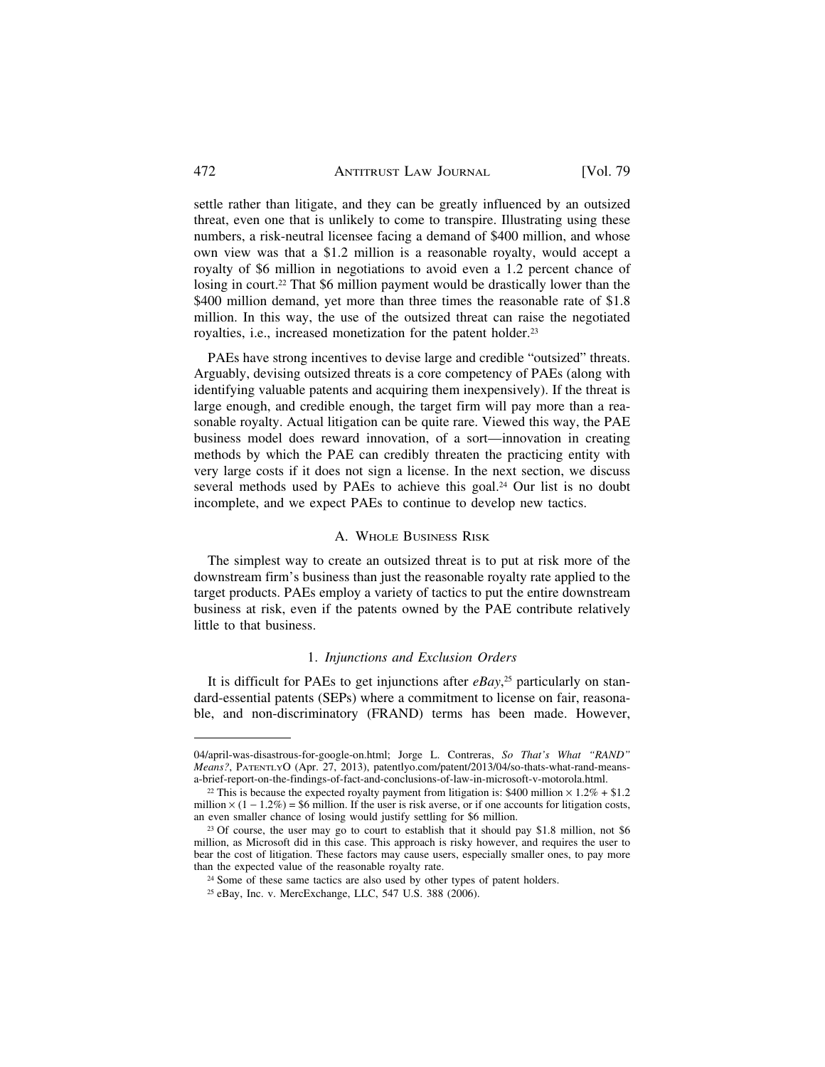settle rather than litigate, and they can be greatly influenced by an outsized threat, even one that is unlikely to come to transpire. Illustrating using these numbers, a risk-neutral licensee facing a demand of $400 million, and whose own view was that a $1.2 million is a reasonable royalty, would accept a royalty of $6 million in negotiations to avoid even a 1.2 percent chance of losing in court.[22] That $6 million payment would be drastically lower than the $400 million demand, yet more than three times the reasonable rate of $1.8 million. In this way, the use of the outsized threat can raise the negotiated royalties, i.e., increased monetization for the patent holder.[23]

PAEs have strong incentives to devise large and credible "outsized" threats. Arguably, devising outsized threats is a core competency of PAEs (along with identifying valuable patents and acquiring them inexpensively). If the threat is large enough, and credible enough, the target firm will pay more than a reasonable royalty. Actual litigation can be quite rare. Viewed this way, the PAE business model does reward innovation, of a sort—innovation in creating methods by which the PAE can credibly threaten the practicing entity with very large costs if it does not sign a license. In the next section, we discuss several methods used by PAEs to achieve this goal.[24] Our list is no doubt incomplete, and we expect PAEs to continue to develop new tactics.

## A. Whole Business Risk

The simplest way to create an outsized threat is to put at risk more of the downstream firm's business than just the reasonable royalty rate applied to the target products. PAEs employ a variety of tactics to put the entire downstream business at risk, even if the patents owned by the PAE contribute relatively little to that business.

### 1. *Injunctions and Exclusion Orders*

It is difficult for PAEs to get injunctions after *eBay*,[25] particularly on standard-essential patents (SEPs) where a commitment to license on fair, reasonable, and non-discriminatory (FRAND) terms has been made. However,

---

04/april-was-disastrous-for-google-on.html; Jorge L. Contreras, *So That's What "RAND" Means?*, PatentlyO (Apr. 27, 2013), patentlyo.com/patent/2013/04/so-thats-what-rand-means-a-brief-report-on-the-findings-of-fact-and-conclusions-of-law-in-microsoft-v-motorola.html.

[22] This is because the expected royalty payment from litigation is: $400 million × 1.2% + $1.2 million × (1 − 1.2%) = $6 million. If the user is risk averse, or if one accounts for litigation costs, an even smaller chance of losing would justify settling for $6 million.

[23] Of course, the user may go to court to establish that it should pay $1.8 million, not $6 million, as Microsoft did in this case. This approach is risky however, and requires the user to bear the cost of litigation. These factors may cause users, especially smaller ones, to pay more than the expected value of the reasonable royalty rate.

[24] Some of these same tactics are also used by other types of patent holders.

[25] eBay, Inc. v. MercExchange, LLC, 547 U.S. 388 (2006).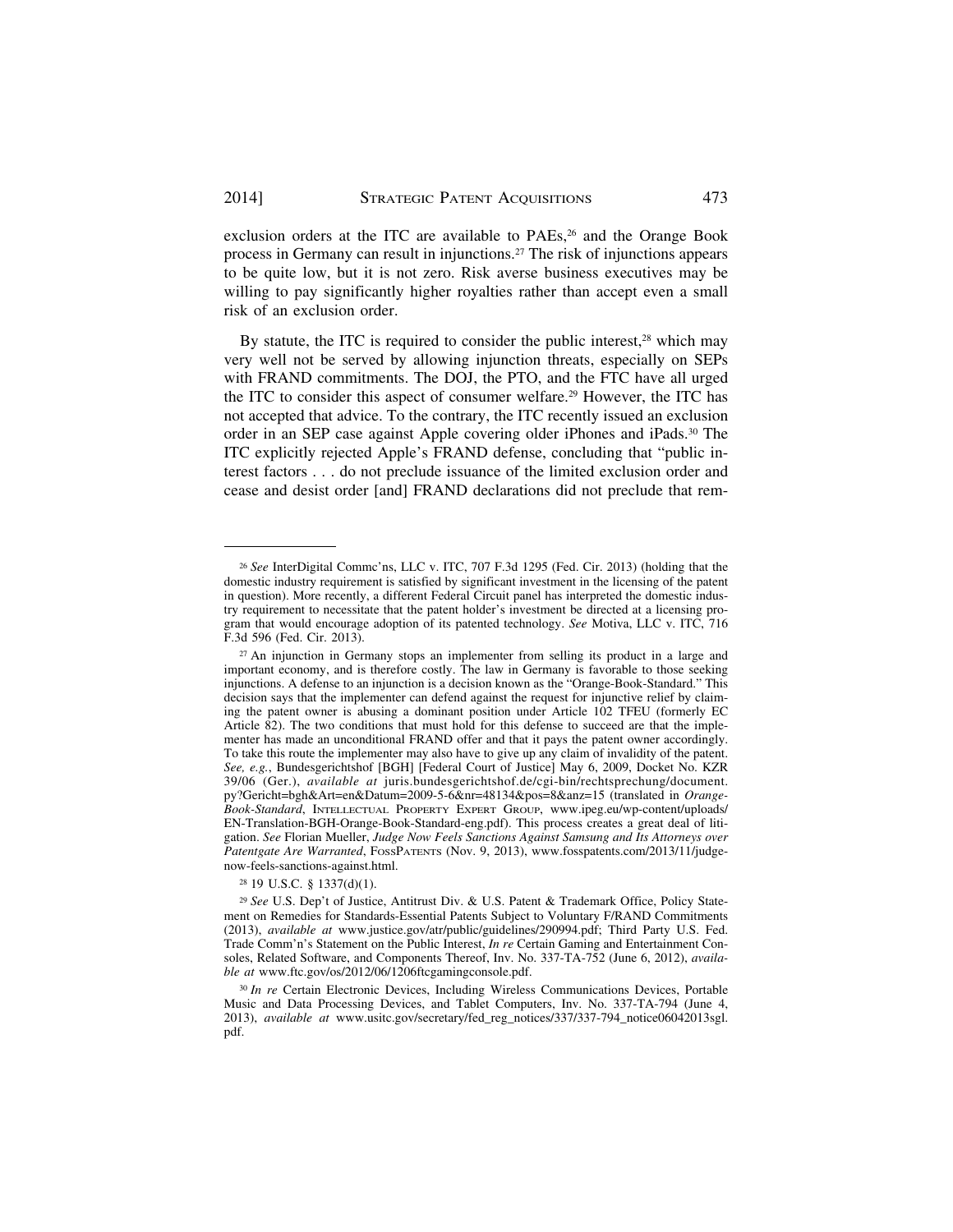exclusion orders at the ITC are available to PAEs,[26] and the Orange Book process in Germany can result in injunctions.[27] The risk of injunctions appears to be quite low, but it is not zero. Risk averse business executives may be willing to pay significantly higher royalties rather than accept even a small risk of an exclusion order.

By statute, the ITC is required to consider the public interest,[28] which may very well not be served by allowing injunction threats, especially on SEPs with FRAND commitments. The DOJ, the PTO, and the FTC have all urged the ITC to consider this aspect of consumer welfare.[29] However, the ITC has not accepted that advice. To the contrary, the ITC recently issued an exclusion order in an SEP case against Apple covering older iPhones and iPads.[30] The ITC explicitly rejected Apple's FRAND defense, concluding that "public interest factors . . . do not preclude issuance of the limited exclusion order and cease and desist order [and] FRAND declarations did not preclude that rem-

---

[26] *See* InterDigital Commc'ns, LLC v. ITC, 707 F.3d 1295 (Fed. Cir. 2013) (holding that the domestic industry requirement is satisfied by significant investment in the licensing of the patent in question). More recently, a different Federal Circuit panel has interpreted the domestic industry requirement to necessitate that the patent holder's investment be directed at a licensing program that would encourage adoption of its patented technology. *See* Motiva, LLC v. ITC, 716 F.3d 596 (Fed. Cir. 2013).

[27] An injunction in Germany stops an implementer from selling its product in a large and important economy, and is therefore costly. The law in Germany is favorable to those seeking injunctions. A defense to an injunction is a decision known as the "Orange-Book-Standard." This decision says that the implementer can defend against the request for injunctive relief by claiming the patent owner is abusing a dominant position under Article 102 TFEU (formerly EC Article 82). The two conditions that must hold for this defense to succeed are that the implementer has made an unconditional FRAND offer and that it pays the patent owner accordingly. To take this route the implementer may also have to give up any claim of invalidity of the patent. *See, e.g.*, Bundesgerichtshof [BGH] [Federal Court of Justice] May 6, 2009, Docket No. KZR 39/06 (Ger.), *available at* juris.bundesgerichtshof.de/cgi-bin/rechtsprechung/document.py?Gericht=bgh&Art=en&Datum=2009-5-6&nr=48134&pos=8&anz=15 (translated in *Orange-Book-Standard*, Intellectual Property Expert Group, www.ipeg.eu/wp-content/uploads/EN-Translation-BGH-Orange-Book-Standard-eng.pdf). This process creates a great deal of litigation. *See* Florian Mueller, *Judge Now Feels Sanctions Against Samsung and Its Attorneys over Patentgate Are Warranted*, FossPatents (Nov. 9, 2013), www.fosspatents.com/2013/11/judge-now-feels-sanctions-against.html.

[28] 19 U.S.C. § 1337(d)(1).

[29] *See* U.S. Dep't of Justice, Antitrust Div. & U.S. Patent & Trademark Office, Policy Statement on Remedies for Standards-Essential Patents Subject to Voluntary F/RAND Commitments (2013), *available at* www.justice.gov/atr/public/guidelines/290994.pdf; Third Party U.S. Fed. Trade Comm'n's Statement on the Public Interest, *In re* Certain Gaming and Entertainment Consoles, Related Software, and Components Thereof, Inv. No. 337-TA-752 (June 6, 2012), *available at* www.ftc.gov/os/2012/06/1206ftcgamingconsole.pdf.

[30] *In re* Certain Electronic Devices, Including Wireless Communications Devices, Portable Music and Data Processing Devices, and Tablet Computers, Inv. No. 337-TA-794 (June 4, 2013), *available at* www.usitc.gov/secretary/fed_reg_notices/337/337-794_notice06042013sgl.pdf.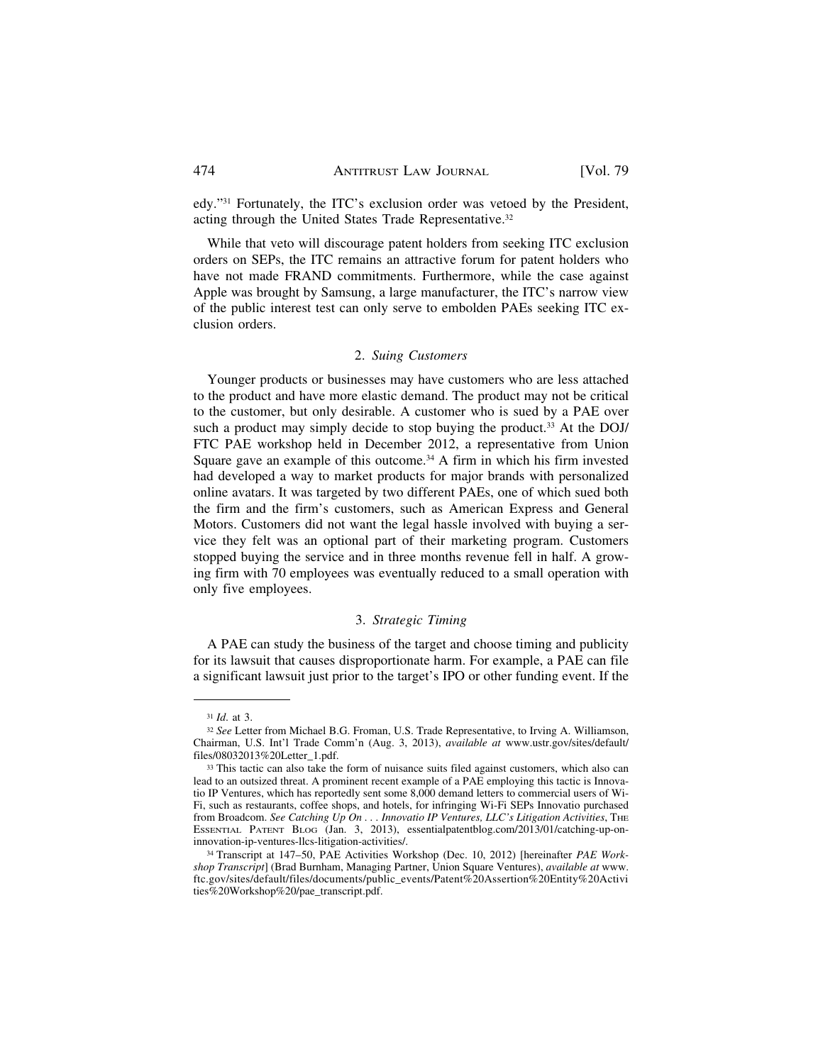edy."[31] Fortunately, the ITC's exclusion order was vetoed by the President, acting through the United States Trade Representative.[32]

While that veto will discourage patent holders from seeking ITC exclusion orders on SEPs, the ITC remains an attractive forum for patent holders who have not made FRAND commitments. Furthermore, while the case against Apple was brought by Samsung, a large manufacturer, the ITC's narrow view of the public interest test can only serve to embolden PAEs seeking ITC exclusion orders.

### 2. *Suing Customers*

Younger products or businesses may have customers who are less attached to the product and have more elastic demand. The product may not be critical to the customer, but only desirable. A customer who is sued by a PAE over such a product may simply decide to stop buying the product.[33] At the DOJ/FTC PAE workshop held in December 2012, a representative from Union Square gave an example of this outcome.[34] A firm in which his firm invested had developed a way to market products for major brands with personalized online avatars. It was targeted by two different PAEs, one of which sued both the firm and the firm's customers, such as American Express and General Motors. Customers did not want the legal hassle involved with buying a service they felt was an optional part of their marketing program. Customers stopped buying the service and in three months revenue fell in half. A growing firm with 70 employees was eventually reduced to a small operation with only five employees.

### 3. *Strategic Timing*

A PAE can study the business of the target and choose timing and publicity for its lawsuit that causes disproportionate harm. For example, a PAE can file a significant lawsuit just prior to the target's IPO or other funding event. If the

---

[31] *Id.* at 3.

[32] *See* Letter from Michael B.G. Froman, U.S. Trade Representative, to Irving A. Williamson, Chairman, U.S. Int'l Trade Comm'n (Aug. 3, 2013), *available at* www.ustr.gov/sites/default/files/08032013%20Letter_1.pdf.

[33] This tactic can also take the form of nuisance suits filed against customers, which also can lead to an outsized threat. A prominent recent example of a PAE employing this tactic is Innovatio IP Ventures, which has reportedly sent some 8,000 demand letters to commercial users of Wi-Fi, such as restaurants, coffee shops, and hotels, for infringing Wi-Fi SEPs Innovatio purchased from Broadcom. *See Catching Up On . . . Innovatio IP Ventures, LLC's Litigation Activities*, THE ESSENTIAL PATENT BLOG (Jan. 3, 2013), essentialpatentblog.com/2013/01/catching-up-on-innovation-ip-ventures-llcs-litigation-activities/.

[34] Transcript at 147–50, PAE Activities Workshop (Dec. 10, 2012) [hereinafter *PAE Workshop Transcript*] (Brad Burnham, Managing Partner, Union Square Ventures), *available at* www.ftc.gov/sites/default/files/documents/public_events/Patent%20Assertion%20Entity%20Activities%20Workshop%20/pae_transcript.pdf.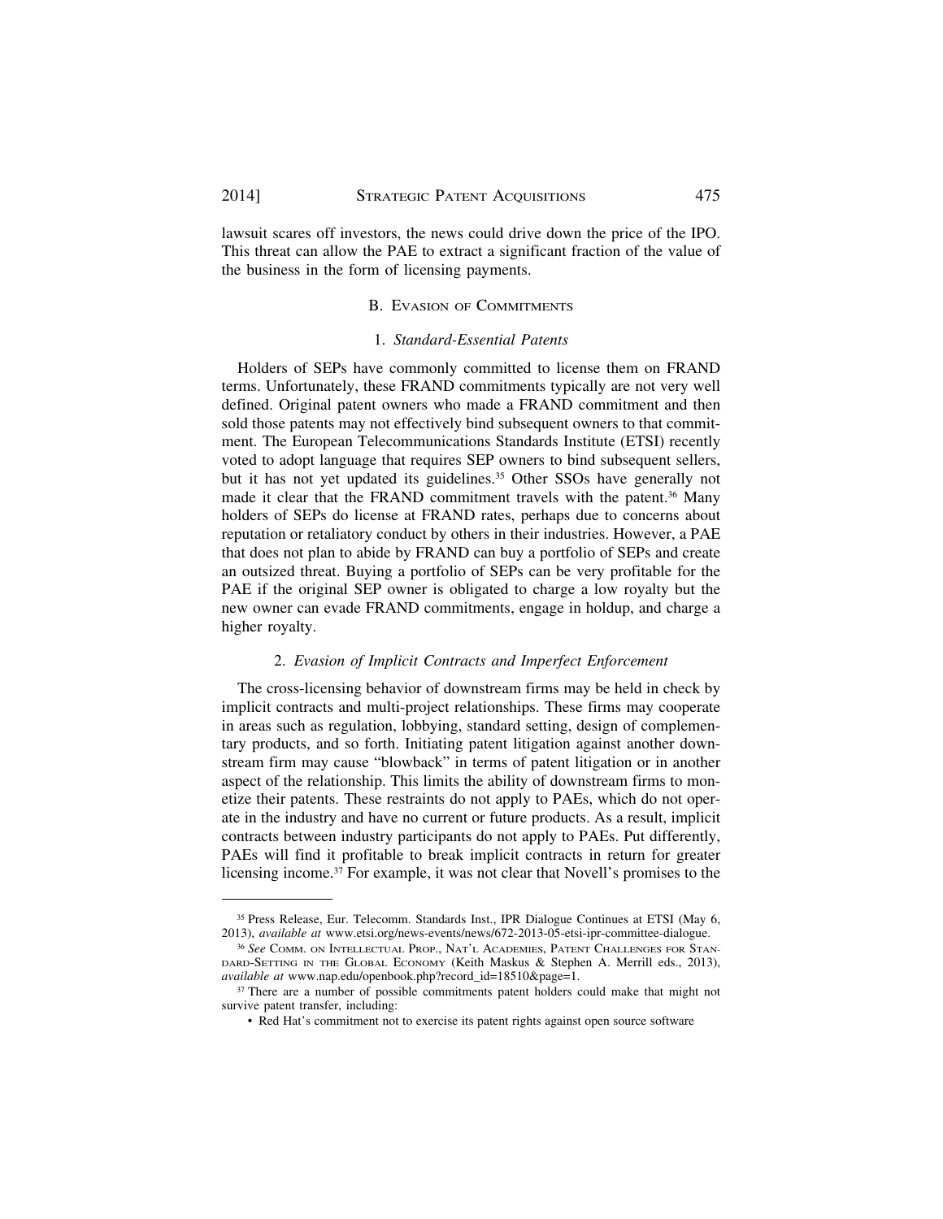lawsuit scares off investors, the news could drive down the price of the IPO. This threat can allow the PAE to extract a significant fraction of the value of the business in the form of licensing payments.

### B. Evasion of Commitments

#### 1. *Standard-Essential Patents*

Holders of SEPs have commonly committed to license them on FRAND terms. Unfortunately, these FRAND commitments typically are not very well defined. Original patent owners who made a FRAND commitment and then sold those patents may not effectively bind subsequent owners to that commitment. The European Telecommunications Standards Institute (ETSI) recently voted to adopt language that requires SEP owners to bind subsequent sellers, but it has not yet updated its guidelines.[35] Other SSOs have generally not made it clear that the FRAND commitment travels with the patent.[36] Many holders of SEPs do license at FRAND rates, perhaps due to concerns about reputation or retaliatory conduct by others in their industries. However, a PAE that does not plan to abide by FRAND can buy a portfolio of SEPs and create an outsized threat. Buying a portfolio of SEPs can be very profitable for the PAE if the original SEP owner is obligated to charge a low royalty but the new owner can evade FRAND commitments, engage in holdup, and charge a higher royalty.

#### 2. *Evasion of Implicit Contracts and Imperfect Enforcement*

The cross-licensing behavior of downstream firms may be held in check by implicit contracts and multi-project relationships. These firms may cooperate in areas such as regulation, lobbying, standard setting, design of complementary products, and so forth. Initiating patent litigation against another downstream firm may cause "blowback" in terms of patent litigation or in another aspect of the relationship. This limits the ability of downstream firms to monetize their patents. These restraints do not apply to PAEs, which do not operate in the industry and have no current or future products. As a result, implicit contracts between industry participants do not apply to PAEs. Put differently, PAEs will find it profitable to break implicit contracts in return for greater licensing income.[37] For example, it was not clear that Novell's promises to the

---

[35] Press Release, Eur. Telecomm. Standards Inst., IPR Dialogue Continues at ETSI (May 6, 2013), *available at* www.etsi.org/news-events/news/672-2013-05-etsi-ipr-committee-dialogue.

[36] *See* Comm. on Intellectual Prop., Nat'l Academies, Patent Challenges for Standard-Setting in the Global Economy (Keith Maskus & Stephen A. Merrill eds., 2013), *available at* www.nap.edu/openbook.php?record_id=18510&page=1.

[37] There are a number of possible commitments patent holders could make that might not survive patent transfer, including:

- Red Hat's commitment not to exercise its patent rights against open source software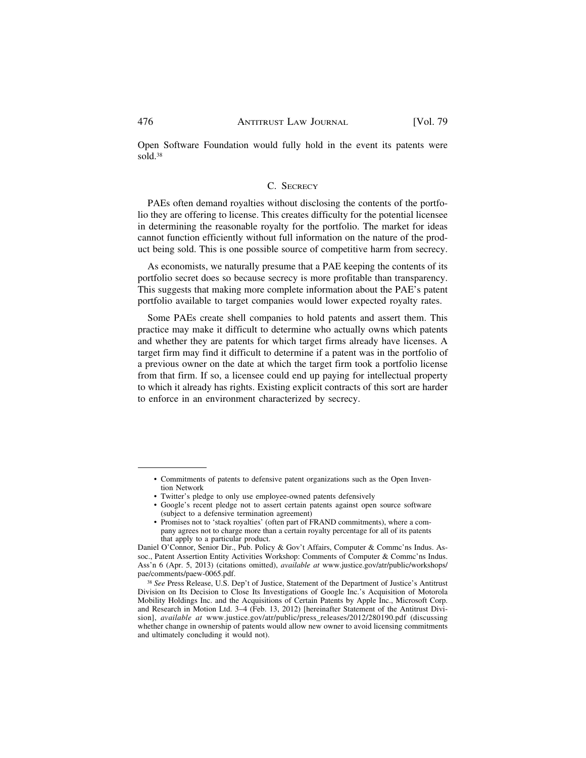Open Software Foundation would fully hold in the event its patents were sold.[38]

### C. Secrecy

PAEs often demand royalties without disclosing the contents of the portfolio they are offering to license. This creates difficulty for the potential licensee in determining the reasonable royalty for the portfolio. The market for ideas cannot function efficiently without full information on the nature of the product being sold. This is one possible source of competitive harm from secrecy.

As economists, we naturally presume that a PAE keeping the contents of its portfolio secret does so because secrecy is more profitable than transparency. This suggests that making more complete information about the PAE's patent portfolio available to target companies would lower expected royalty rates.

Some PAEs create shell companies to hold patents and assert them. This practice may make it difficult to determine who actually owns which patents and whether they are patents for which target firms already have licenses. A target firm may find it difficult to determine if a patent was in the portfolio of a previous owner on the date at which the target firm took a portfolio license from that firm. If so, a licensee could end up paying for intellectual property to which it already has rights. Existing explicit contracts of this sort are harder to enforce in an environment characterized by secrecy.

---

- Commitments of patents to defensive patent organizations such as the Open Invention Network
- Twitter's pledge to only use employee-owned patents defensively
- Google's recent pledge not to assert certain patents against open source software (subject to a defensive termination agreement)
- Promises not to 'stack royalties' (often part of FRAND commitments), where a company agrees not to charge more than a certain royalty percentage for all of its patents that apply to a particular product.

Daniel O'Connor, Senior Dir., Pub. Policy & Gov't Affairs, Computer & Commc'ns Indus. Assoc., Patent Assertion Entity Activities Workshop: Comments of Computer & Commc'ns Indus. Ass'n 6 (Apr. 5, 2013) (citations omitted), *available at* www.justice.gov/atr/public/workshops/pae/comments/paew-0065.pdf.

[38] *See* Press Release, U.S. Dep't of Justice, Statement of the Department of Justice's Antitrust Division on Its Decision to Close Its Investigations of Google Inc.'s Acquisition of Motorola Mobility Holdings Inc. and the Acquisitions of Certain Patents by Apple Inc., Microsoft Corp. and Research in Motion Ltd. 3–4 (Feb. 13, 2012) [hereinafter Statement of the Antitrust Division], *available at* www.justice.gov/atr/public/press_releases/2012/280190.pdf (discussing whether change in ownership of patents would allow new owner to avoid licensing commitments and ultimately concluding it would not).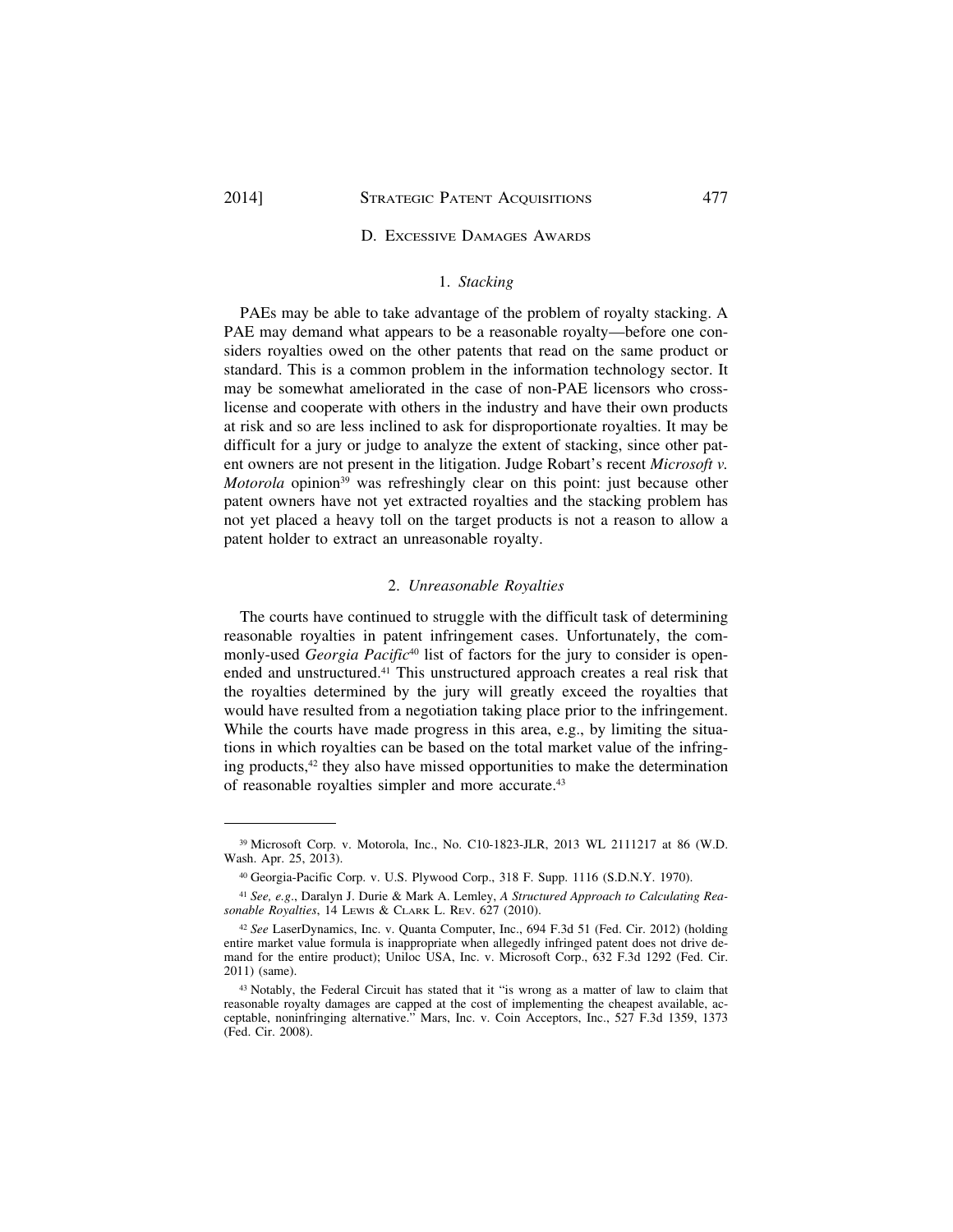### D. Excessive Damages Awards

#### 1. *Stacking*

PAEs may be able to take advantage of the problem of royalty stacking. A PAE may demand what appears to be a reasonable royalty—before one considers royalties owed on the other patents that read on the same product or standard. This is a common problem in the information technology sector. It may be somewhat ameliorated in the case of non-PAE licensors who cross-license and cooperate with others in the industry and have their own products at risk and so are less inclined to ask for disproportionate royalties. It may be difficult for a jury or judge to analyze the extent of stacking, since other patent owners are not present in the litigation. Judge Robart's recent *Microsoft v. Motorola* opinion[39] was refreshingly clear on this point: just because other patent owners have not yet extracted royalties and the stacking problem has not yet placed a heavy toll on the target products is not a reason to allow a patent holder to extract an unreasonable royalty.

#### 2. *Unreasonable Royalties*

The courts have continued to struggle with the difficult task of determining reasonable royalties in patent infringement cases. Unfortunately, the commonly-used *Georgia Pacific*[40] list of factors for the jury to consider is open-ended and unstructured.[41] This unstructured approach creates a real risk that the royalties determined by the jury will greatly exceed the royalties that would have resulted from a negotiation taking place prior to the infringement. While the courts have made progress in this area, e.g., by limiting the situations in which royalties can be based on the total market value of the infringing products,[42] they also have missed opportunities to make the determination of reasonable royalties simpler and more accurate.[43]

---

[39] Microsoft Corp. v. Motorola, Inc., No. C10-1823-JLR, 2013 WL 2111217 at 86 (W.D. Wash. Apr. 25, 2013).

[40] Georgia-Pacific Corp. v. U.S. Plywood Corp., 318 F. Supp. 1116 (S.D.N.Y. 1970).

[41] *See, e.g.*, Daralyn J. Durie & Mark A. Lemley, *A Structured Approach to Calculating Reasonable Royalties*, 14 Lewis & Clark L. Rev. 627 (2010).

[42] *See* LaserDynamics, Inc. v. Quanta Computer, Inc., 694 F.3d 51 (Fed. Cir. 2012) (holding entire market value formula is inappropriate when allegedly infringed patent does not drive demand for the entire product); Uniloc USA, Inc. v. Microsoft Corp., 632 F.3d 1292 (Fed. Cir. 2011) (same).

[43] Notably, the Federal Circuit has stated that it "is wrong as a matter of law to claim that reasonable royalty damages are capped at the cost of implementing the cheapest available, acceptable, noninfringing alternative." Mars, Inc. v. Coin Acceptors, Inc., 527 F.3d 1359, 1373 (Fed. Cir. 2008).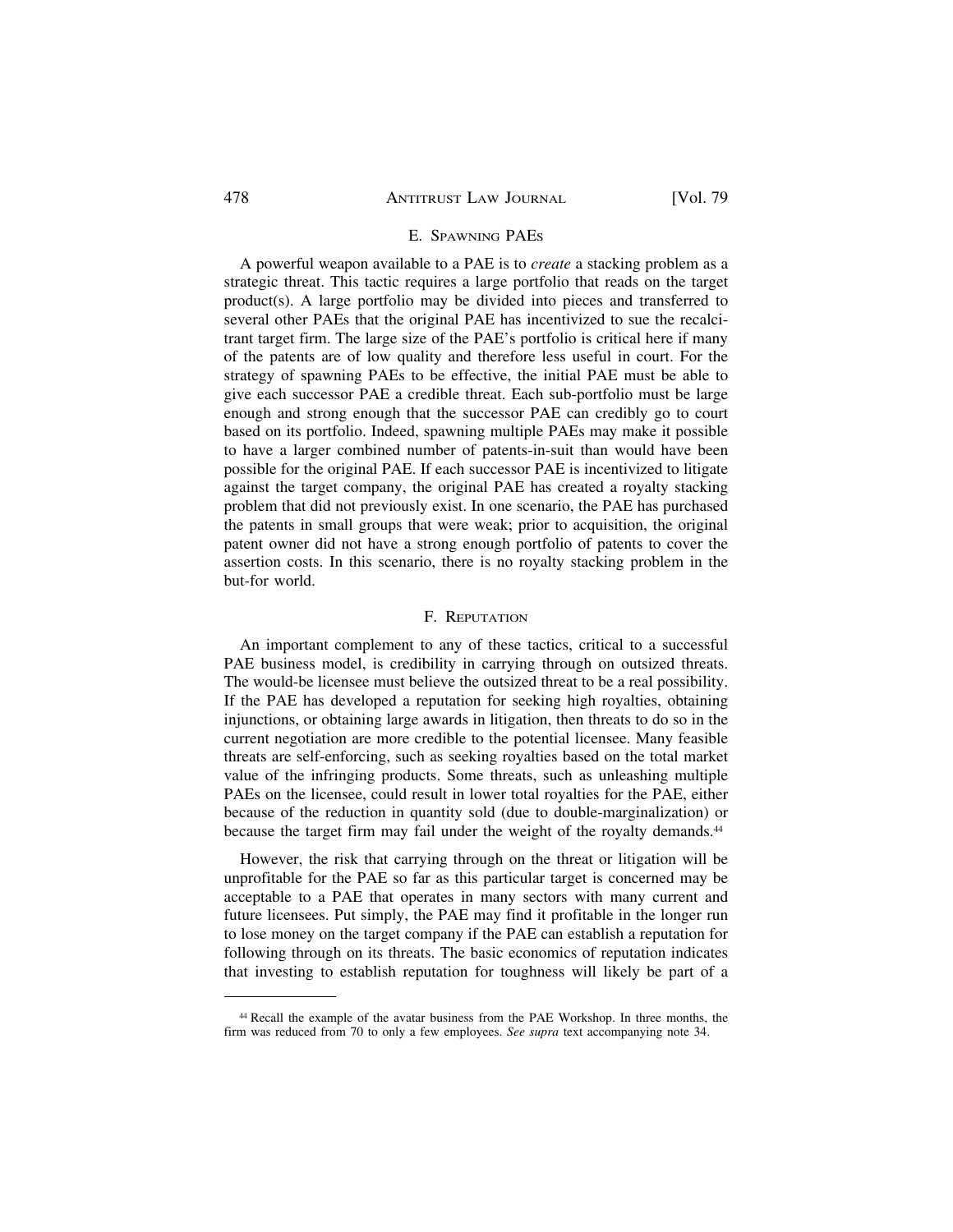### E. Spawning PAEs

A powerful weapon available to a PAE is to *create* a stacking problem as a strategic threat. This tactic requires a large portfolio that reads on the target product(s). A large portfolio may be divided into pieces and transferred to several other PAEs that the original PAE has incentivized to sue the recalcitrant target firm. The large size of the PAE's portfolio is critical here if many of the patents are of low quality and therefore less useful in court. For the strategy of spawning PAEs to be effective, the initial PAE must be able to give each successor PAE a credible threat. Each sub-portfolio must be large enough and strong enough that the successor PAE can credibly go to court based on its portfolio. Indeed, spawning multiple PAEs may make it possible to have a larger combined number of patents-in-suit than would have been possible for the original PAE. If each successor PAE is incentivized to litigate against the target company, the original PAE has created a royalty stacking problem that did not previously exist. In one scenario, the PAE has purchased the patents in small groups that were weak; prior to acquisition, the original patent owner did not have a strong enough portfolio of patents to cover the assertion costs. In this scenario, there is no royalty stacking problem in the but-for world.

### F. Reputation

An important complement to any of these tactics, critical to a successful PAE business model, is credibility in carrying through on outsized threats. The would-be licensee must believe the outsized threat to be a real possibility. If the PAE has developed a reputation for seeking high royalties, obtaining injunctions, or obtaining large awards in litigation, then threats to do so in the current negotiation are more credible to the potential licensee. Many feasible threats are self-enforcing, such as seeking royalties based on the total market value of the infringing products. Some threats, such as unleashing multiple PAEs on the licensee, could result in lower total royalties for the PAE, either because of the reduction in quantity sold (due to double-marginalization) or because the target firm may fail under the weight of the royalty demands.[44]

However, the risk that carrying through on the threat or litigation will be unprofitable for the PAE so far as this particular target is concerned may be acceptable to a PAE that operates in many sectors with many current and future licensees. Put simply, the PAE may find it profitable in the longer run to lose money on the target company if the PAE can establish a reputation for following through on its threats. The basic economics of reputation indicates that investing to establish reputation for toughness will likely be part of a

---

[44] Recall the example of the avatar business from the PAE Workshop. In three months, the firm was reduced from 70 to only a few employees. *See supra* text accompanying note 34.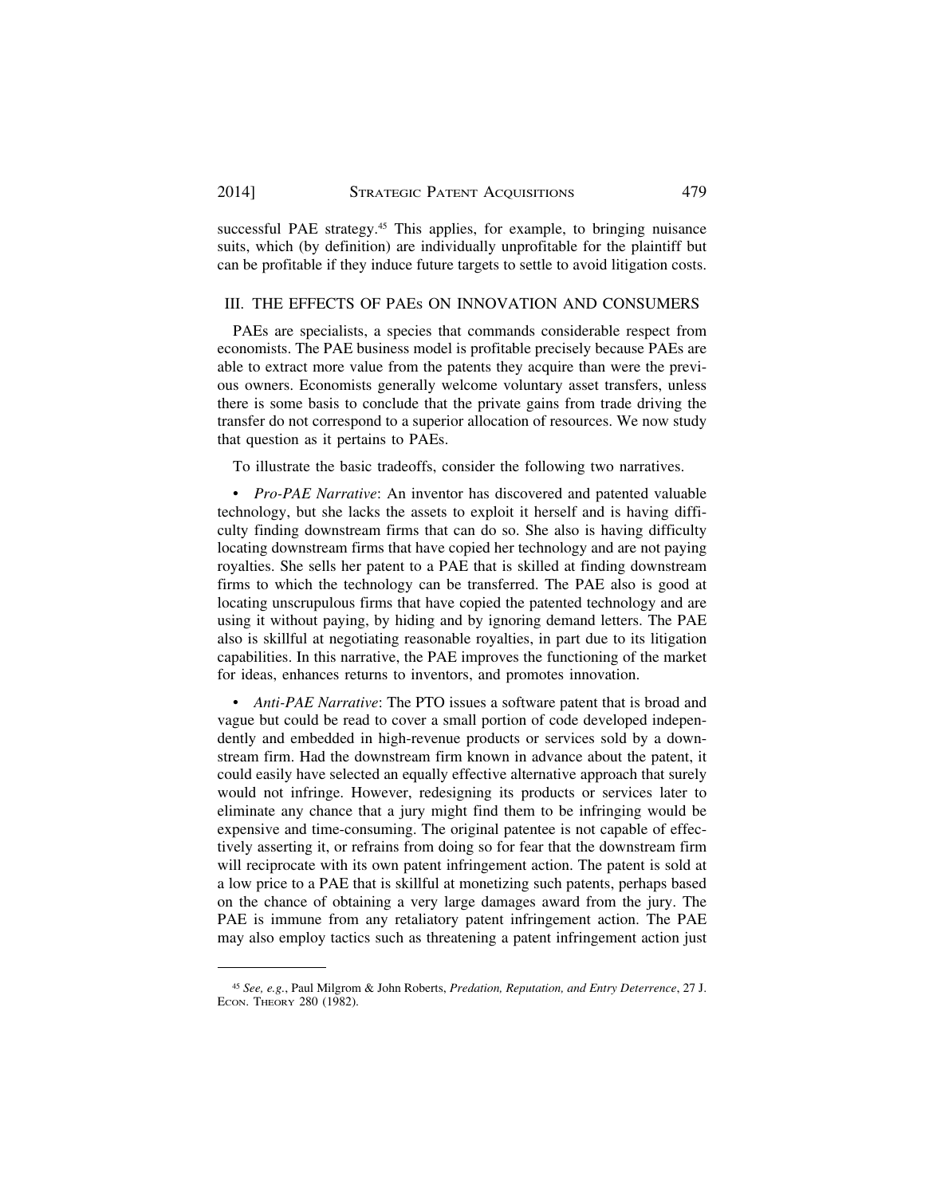successful PAE strategy.[45] This applies, for example, to bringing nuisance suits, which (by definition) are individually unprofitable for the plaintiff but can be profitable if they induce future targets to settle to avoid litigation costs.

## III. THE EFFECTS OF PAEs ON INNOVATION AND CONSUMERS

PAEs are specialists, a species that commands considerable respect from economists. The PAE business model is profitable precisely because PAEs are able to extract more value from the patents they acquire than were the previous owners. Economists generally welcome voluntary asset transfers, unless there is some basis to conclude that the private gains from trade driving the transfer do not correspond to a superior allocation of resources. We now study that question as it pertains to PAEs.

To illustrate the basic tradeoffs, consider the following two narratives.

- *Pro-PAE Narrative*: An inventor has discovered and patented valuable technology, but she lacks the assets to exploit it herself and is having difficulty finding downstream firms that can do so. She also is having difficulty locating downstream firms that have copied her technology and are not paying royalties. She sells her patent to a PAE that is skilled at finding downstream firms to which the technology can be transferred. The PAE also is good at locating unscrupulous firms that have copied the patented technology and are using it without paying, by hiding and by ignoring demand letters. The PAE also is skillful at negotiating reasonable royalties, in part due to its litigation capabilities. In this narrative, the PAE improves the functioning of the market for ideas, enhances returns to inventors, and promotes innovation.

- *Anti-PAE Narrative*: The PTO issues a software patent that is broad and vague but could be read to cover a small portion of code developed independently and embedded in high-revenue products or services sold by a downstream firm. Had the downstream firm known in advance about the patent, it could easily have selected an equally effective alternative approach that surely would not infringe. However, redesigning its products or services later to eliminate any chance that a jury might find them to be infringing would be expensive and time-consuming. The original patentee is not capable of effectively asserting it, or refrains from doing so for fear that the downstream firm will reciprocate with its own patent infringement action. The patent is sold at a low price to a PAE that is skillful at monetizing such patents, perhaps based on the chance of obtaining a very large damages award from the jury. The PAE is immune from any retaliatory patent infringement action. The PAE may also employ tactics such as threatening a patent infringement action just

---

[45] *See, e.g.*, Paul Milgrom & John Roberts, *Predation, Reputation, and Entry Deterrence*, 27 J. Econ. Theory 280 (1982).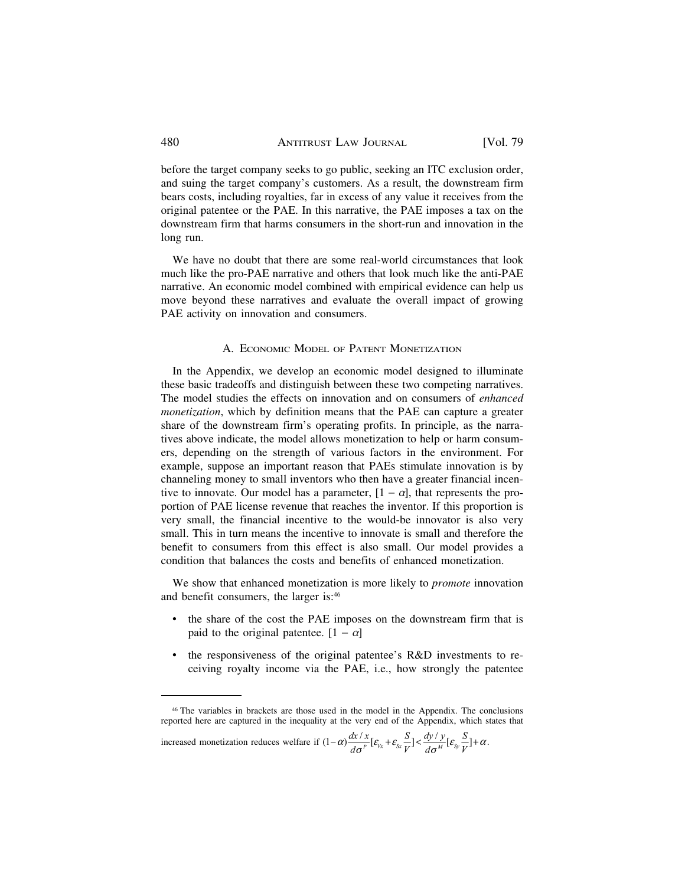before the target company seeks to go public, seeking an ITC exclusion order, and suing the target company's customers. As a result, the downstream firm bears costs, including royalties, far in excess of any value it receives from the original patentee or the PAE. In this narrative, the PAE imposes a tax on the downstream firm that harms consumers in the short-run and innovation in the long run.

We have no doubt that there are some real-world circumstances that look much like the pro-PAE narrative and others that look much like the anti-PAE narrative. An economic model combined with empirical evidence can help us move beyond these narratives and evaluate the overall impact of growing PAE activity on innovation and consumers.

### A. Economic Model of Patent Monetization

In the Appendix, we develop an economic model designed to illuminate these basic tradeoffs and distinguish between these two competing narratives. The model studies the effects on innovation and on consumers of *enhanced monetization*, which by definition means that the PAE can capture a greater share of the downstream firm's operating profits. In principle, as the narratives above indicate, the model allows monetization to help or harm consumers, depending on the strength of various factors in the environment. For example, suppose an important reason that PAEs stimulate innovation is by channeling money to small inventors who then have a greater financial incentive to innovate. Our model has a parameter, $[1 - \alpha]$, that represents the proportion of PAE license revenue that reaches the inventor. If this proportion is very small, the financial incentive to the would-be innovator is also very small. This in turn means the incentive to innovate is small and therefore the benefit to consumers from this effect is also small. Our model provides a condition that balances the costs and benefits of enhanced monetization.

We show that enhanced monetization is more likely to *promote* innovation and benefit consumers, the larger is:[46]

- the share of the cost the PAE imposes on the downstream firm that is paid to the original patentee. $[1 - \alpha]$
- the responsiveness of the original patentee's R&D investments to receiving royalty income via the PAE, i.e., how strongly the patentee

[46] The variables in brackets are those used in the model in the Appendix. The conclusions reported here are captured in the inequality at the very end of the Appendix, which states that increased monetization reduces welfare if $(1-\alpha)\frac{dx/x}{d\sigma^{P}}[\varepsilon_{Vx}+\varepsilon_{Sx}\frac{S}{V}]<\frac{dy/y}{d\sigma^{M}}[\varepsilon_{Sy}\frac{S}{V}]+\alpha$.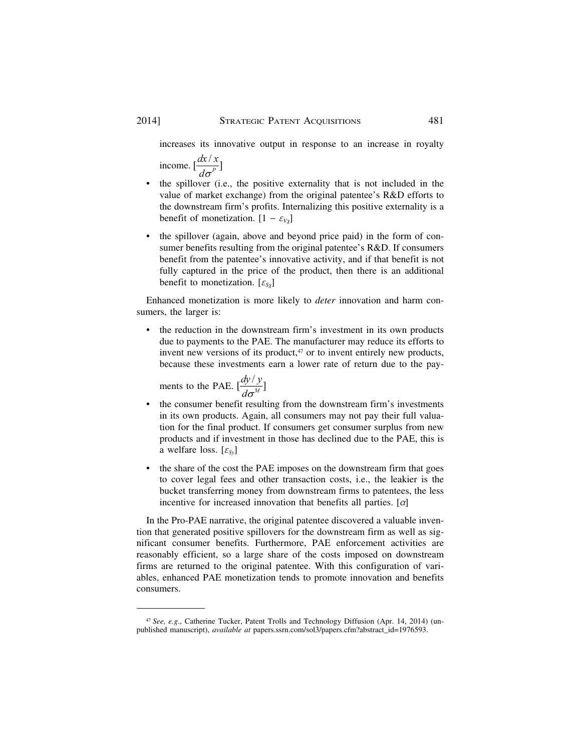increases its innovative output in response to an increase in royalty income. [$\frac{dx/x}{d\sigma^P}$]

- the spillover (i.e., the positive externality that is not included in the value of market exchange) from the original patentee's R&D efforts to the downstream firm's profits. Internalizing this positive externality is a benefit of monetization. [$1 - \varepsilon_{V\chi}$]
- the spillover (again, above and beyond price paid) in the form of consumer benefits resulting from the original patentee's R&D. If consumers benefit from the patentee's innovative activity, and if that benefit is not fully captured in the price of the product, then there is an additional benefit to monetization. [$\varepsilon_{S\chi}$]

Enhanced monetization is more likely to *deter* innovation and harm consumers, the larger is:

- the reduction in the downstream firm's investment in its own products due to payments to the PAE. The manufacturer may reduce its efforts to invent new versions of its product,[47] or to invent entirely new products, because these investments earn a lower rate of return due to the payments to the PAE. [$\frac{dy/y}{d\sigma^M}$]
- the consumer benefit resulting from the downstream firm's investments in its own products. Again, all consumers may not pay their full valuation for the final product. If consumers get consumer surplus from new products and if investment in those has declined due to the PAE, this is a welfare loss. [$\varepsilon_{Sy}$]
- the share of the cost the PAE imposes on the downstream firm that goes to cover legal fees and other transaction costs, i.e., the leakier is the bucket transferring money from downstream firms to patentees, the less incentive for increased innovation that benefits all parties. [$\alpha$]

In the Pro-PAE narrative, the original patentee discovered a valuable invention that generated positive spillovers for the downstream firm as well as significant consumer benefits. Furthermore, PAE enforcement activities are reasonably efficient, so a large share of the costs imposed on downstream firms are returned to the original patentee. With this configuration of variables, enhanced PAE monetization tends to promote innovation and benefits consumers.

---

[47] *See, e.g.*, Catherine Tucker, Patent Trolls and Technology Diffusion (Apr. 14, 2014) (unpublished manuscript), *available at* papers.ssrn.com/sol3/papers.cfm?abstract_id=1976593.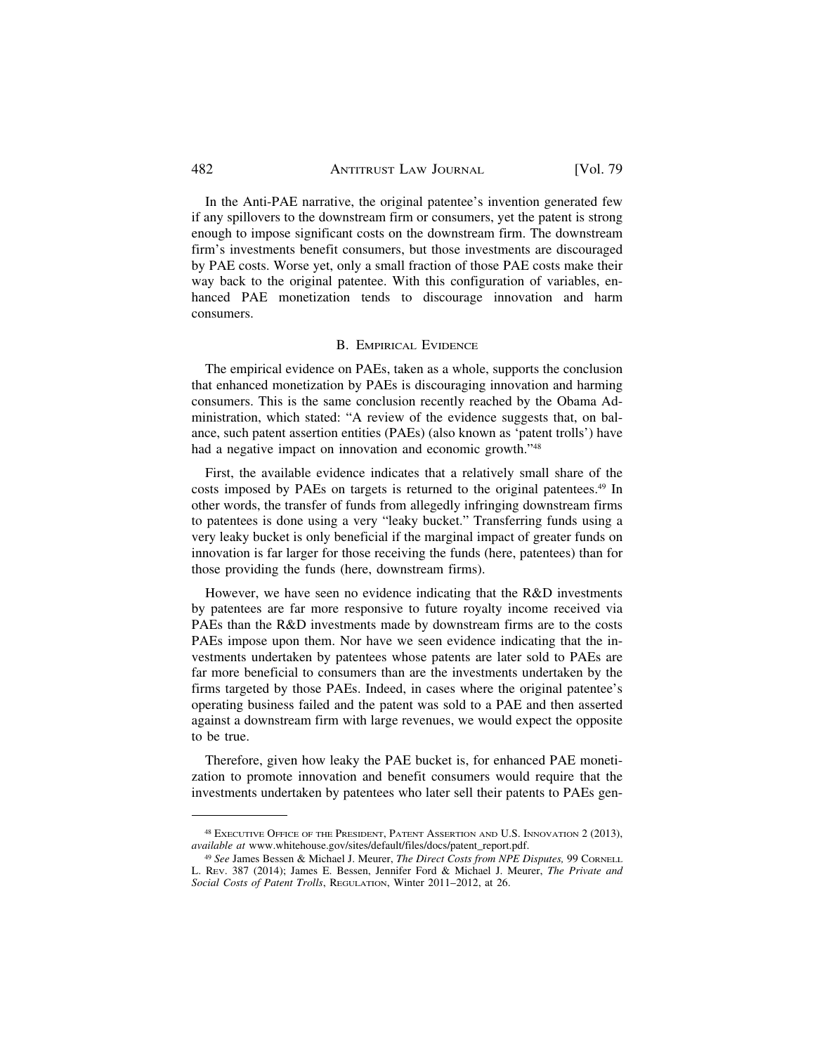In the Anti-PAE narrative, the original patentee's invention generated few if any spillovers to the downstream firm or consumers, yet the patent is strong enough to impose significant costs on the downstream firm. The downstream firm's investments benefit consumers, but those investments are discouraged by PAE costs. Worse yet, only a small fraction of those PAE costs make their way back to the original patentee. With this configuration of variables, enhanced PAE monetization tends to discourage innovation and harm consumers.

### B. Empirical Evidence

The empirical evidence on PAEs, taken as a whole, supports the conclusion that enhanced monetization by PAEs is discouraging innovation and harming consumers. This is the same conclusion recently reached by the Obama Administration, which stated: "A review of the evidence suggests that, on balance, such patent assertion entities (PAEs) (also known as 'patent trolls') have had a negative impact on innovation and economic growth."[48]

First, the available evidence indicates that a relatively small share of the costs imposed by PAEs on targets is returned to the original patentees.[49] In other words, the transfer of funds from allegedly infringing downstream firms to patentees is done using a very "leaky bucket." Transferring funds using a very leaky bucket is only beneficial if the marginal impact of greater funds on innovation is far larger for those receiving the funds (here, patentees) than for those providing the funds (here, downstream firms).

However, we have seen no evidence indicating that the R&D investments by patentees are far more responsive to future royalty income received via PAEs than the R&D investments made by downstream firms are to the costs PAEs impose upon them. Nor have we seen evidence indicating that the investments undertaken by patentees whose patents are later sold to PAEs are far more beneficial to consumers than are the investments undertaken by the firms targeted by those PAEs. Indeed, in cases where the original patentee's operating business failed and the patent was sold to a PAE and then asserted against a downstream firm with large revenues, we would expect the opposite to be true.

Therefore, given how leaky the PAE bucket is, for enhanced PAE monetization to promote innovation and benefit consumers would require that the investments undertaken by patentees who later sell their patents to PAEs gen-

---

[48] Executive Office of the President, Patent Assertion and U.S. Innovation 2 (2013), *available at* www.whitehouse.gov/sites/default/files/docs/patent_report.pdf.

[49] *See* James Bessen & Michael J. Meurer, *The Direct Costs from NPE Disputes,* 99 Cornell L. Rev. 387 (2014); James E. Bessen, Jennifer Ford & Michael J. Meurer, *The Private and Social Costs of Patent Trolls*, Regulation, Winter 2011–2012, at 26.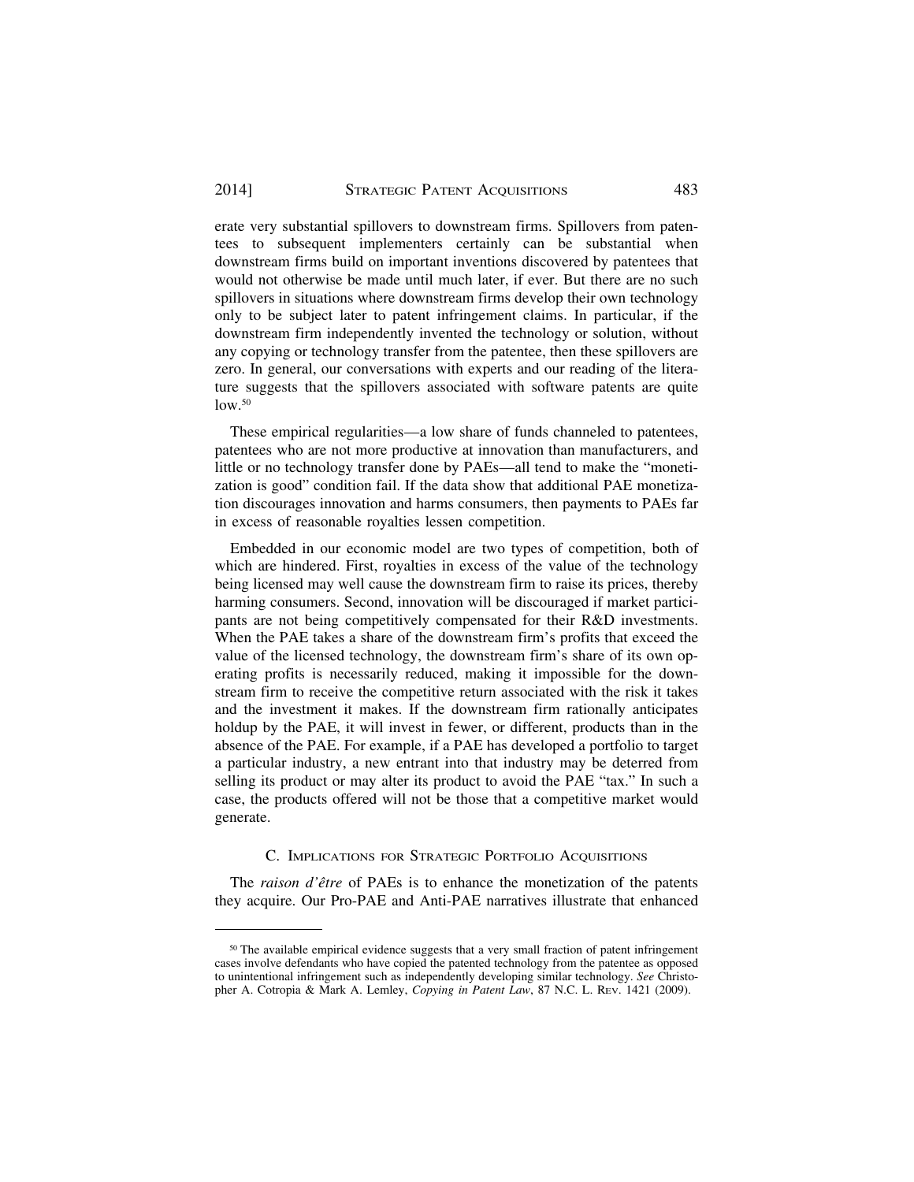erate very substantial spillovers to downstream firms. Spillovers from patentees to subsequent implementers certainly can be substantial when downstream firms build on important inventions discovered by patentees that would not otherwise be made until much later, if ever. But there are no such spillovers in situations where downstream firms develop their own technology only to be subject later to patent infringement claims. In particular, if the downstream firm independently invented the technology or solution, without any copying or technology transfer from the patentee, then these spillovers are zero. In general, our conversations with experts and our reading of the literature suggests that the spillovers associated with software patents are quite low.[50]

These empirical regularities—a low share of funds channeled to patentees, patentees who are not more productive at innovation than manufacturers, and little or no technology transfer done by PAEs—all tend to make the "monetization is good" condition fail. If the data show that additional PAE monetization discourages innovation and harms consumers, then payments to PAEs far in excess of reasonable royalties lessen competition.

Embedded in our economic model are two types of competition, both of which are hindered. First, royalties in excess of the value of the technology being licensed may well cause the downstream firm to raise its prices, thereby harming consumers. Second, innovation will be discouraged if market participants are not being competitively compensated for their R&D investments. When the PAE takes a share of the downstream firm's profits that exceed the value of the licensed technology, the downstream firm's share of its own operating profits is necessarily reduced, making it impossible for the downstream firm to receive the competitive return associated with the risk it takes and the investment it makes. If the downstream firm rationally anticipates holdup by the PAE, it will invest in fewer, or different, products than in the absence of the PAE. For example, if a PAE has developed a portfolio to target a particular industry, a new entrant into that industry may be deterred from selling its product or may alter its product to avoid the PAE "tax." In such a case, the products offered will not be those that a competitive market would generate.

### C. Implications for Strategic Portfolio Acquisitions

The *raison d'être* of PAEs is to enhance the monetization of the patents they acquire. Our Pro-PAE and Anti-PAE narratives illustrate that enhanced

[50] The available empirical evidence suggests that a very small fraction of patent infringement cases involve defendants who have copied the patented technology from the patentee as opposed to unintentional infringement such as independently developing similar technology. *See* Christopher A. Cotropia & Mark A. Lemley, *Copying in Patent Law*, 87 N.C. L. Rev. 1421 (2009).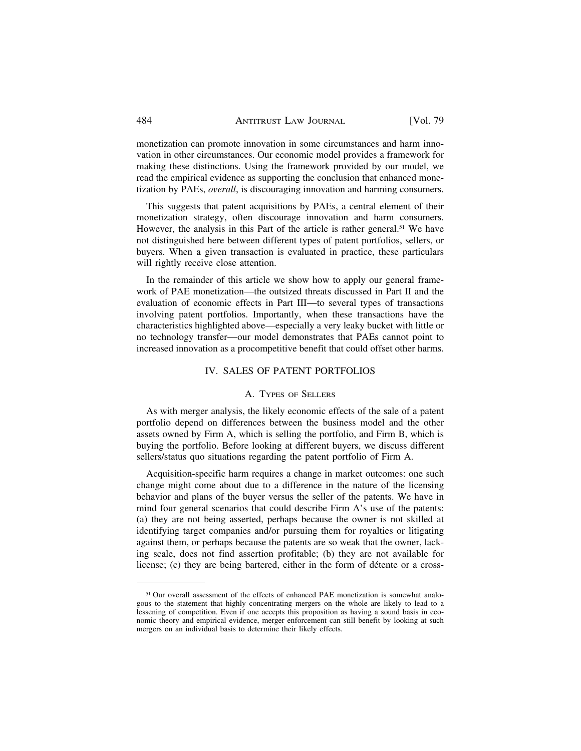monetization can promote innovation in some circumstances and harm innovation in other circumstances. Our economic model provides a framework for making these distinctions. Using the framework provided by our model, we read the empirical evidence as supporting the conclusion that enhanced monetization by PAEs, *overall*, is discouraging innovation and harming consumers.

This suggests that patent acquisitions by PAEs, a central element of their monetization strategy, often discourage innovation and harm consumers. However, the analysis in this Part of the article is rather general.[51] We have not distinguished here between different types of patent portfolios, sellers, or buyers. When a given transaction is evaluated in practice, these particulars will rightly receive close attention.

In the remainder of this article we show how to apply our general framework of PAE monetization—the outsized threats discussed in Part II and the evaluation of economic effects in Part III—to several types of transactions involving patent portfolios. Importantly, when these transactions have the characteristics highlighted above—especially a very leaky bucket with little or no technology transfer—our model demonstrates that PAEs cannot point to increased innovation as a procompetitive benefit that could offset other harms.

## IV. SALES OF PATENT PORTFOLIOS

### A. Types of Sellers

As with merger analysis, the likely economic effects of the sale of a patent portfolio depend on differences between the business model and the other assets owned by Firm A, which is selling the portfolio, and Firm B, which is buying the portfolio. Before looking at different buyers, we discuss different sellers/status quo situations regarding the patent portfolio of Firm A.

Acquisition-specific harm requires a change in market outcomes: one such change might come about due to a difference in the nature of the licensing behavior and plans of the buyer versus the seller of the patents. We have in mind four general scenarios that could describe Firm A's use of the patents: (a) they are not being asserted, perhaps because the owner is not skilled at identifying target companies and/or pursuing them for royalties or litigating against them, or perhaps because the patents are so weak that the owner, lacking scale, does not find assertion profitable; (b) they are not available for license; (c) they are being bartered, either in the form of détente or a cross-

[51] Our overall assessment of the effects of enhanced PAE monetization is somewhat analogous to the statement that highly concentrating mergers on the whole are likely to lead to a lessening of competition. Even if one accepts this proposition as having a sound basis in economic theory and empirical evidence, merger enforcement can still benefit by looking at such mergers on an individual basis to determine their likely effects.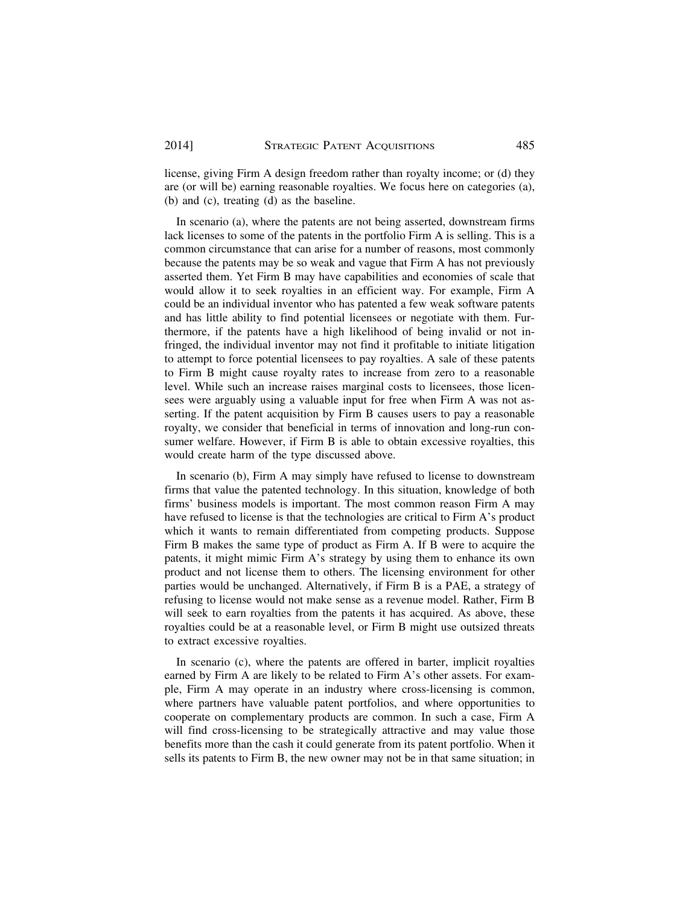license, giving Firm A design freedom rather than royalty income; or (d) they are (or will be) earning reasonable royalties. We focus here on categories (a), (b) and (c), treating (d) as the baseline.

In scenario (a), where the patents are not being asserted, downstream firms lack licenses to some of the patents in the portfolio Firm A is selling. This is a common circumstance that can arise for a number of reasons, most commonly because the patents may be so weak and vague that Firm A has not previously asserted them. Yet Firm B may have capabilities and economies of scale that would allow it to seek royalties in an efficient way. For example, Firm A could be an individual inventor who has patented a few weak software patents and has little ability to find potential licensees or negotiate with them. Furthermore, if the patents have a high likelihood of being invalid or not infringed, the individual inventor may not find it profitable to initiate litigation to attempt to force potential licensees to pay royalties. A sale of these patents to Firm B might cause royalty rates to increase from zero to a reasonable level. While such an increase raises marginal costs to licensees, those licensees were arguably using a valuable input for free when Firm A was not asserting. If the patent acquisition by Firm B causes users to pay a reasonable royalty, we consider that beneficial in terms of innovation and long-run consumer welfare. However, if Firm B is able to obtain excessive royalties, this would create harm of the type discussed above.

In scenario (b), Firm A may simply have refused to license to downstream firms that value the patented technology. In this situation, knowledge of both firms' business models is important. The most common reason Firm A may have refused to license is that the technologies are critical to Firm A's product which it wants to remain differentiated from competing products. Suppose Firm B makes the same type of product as Firm A. If B were to acquire the patents, it might mimic Firm A's strategy by using them to enhance its own product and not license them to others. The licensing environment for other parties would be unchanged. Alternatively, if Firm B is a PAE, a strategy of refusing to license would not make sense as a revenue model. Rather, Firm B will seek to earn royalties from the patents it has acquired. As above, these royalties could be at a reasonable level, or Firm B might use outsized threats to extract excessive royalties.

In scenario (c), where the patents are offered in barter, implicit royalties earned by Firm A are likely to be related to Firm A's other assets. For example, Firm A may operate in an industry where cross-licensing is common, where partners have valuable patent portfolios, and where opportunities to cooperate on complementary products are common. In such a case, Firm A will find cross-licensing to be strategically attractive and may value those benefits more than the cash it could generate from its patent portfolio. When it sells its patents to Firm B, the new owner may not be in that same situation; in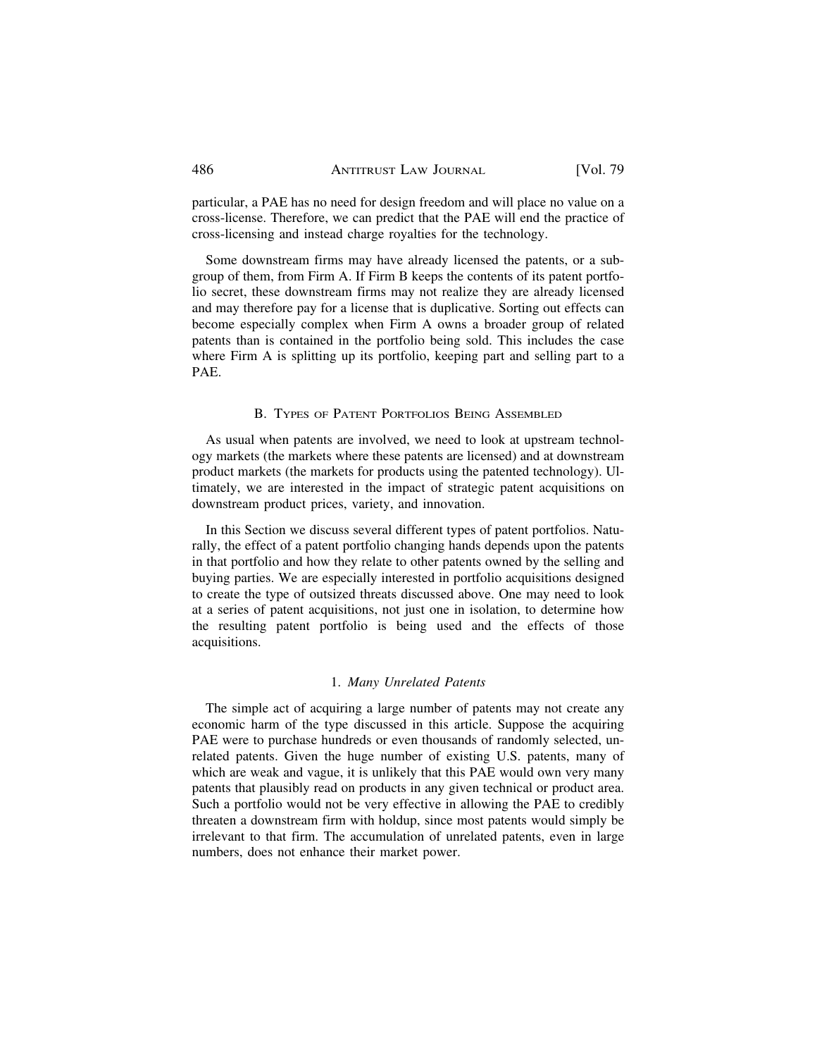particular, a PAE has no need for design freedom and will place no value on a cross-license. Therefore, we can predict that the PAE will end the practice of cross-licensing and instead charge royalties for the technology.

Some downstream firms may have already licensed the patents, or a subgroup of them, from Firm A. If Firm B keeps the contents of its patent portfolio secret, these downstream firms may not realize they are already licensed and may therefore pay for a license that is duplicative. Sorting out effects can become especially complex when Firm A owns a broader group of related patents than is contained in the portfolio being sold. This includes the case where Firm A is splitting up its portfolio, keeping part and selling part to a PAE.

### B. Types of Patent Portfolios Being Assembled

As usual when patents are involved, we need to look at upstream technology markets (the markets where these patents are licensed) and at downstream product markets (the markets for products using the patented technology). Ultimately, we are interested in the impact of strategic patent acquisitions on downstream product prices, variety, and innovation.

In this Section we discuss several different types of patent portfolios. Naturally, the effect of a patent portfolio changing hands depends upon the patents in that portfolio and how they relate to other patents owned by the selling and buying parties. We are especially interested in portfolio acquisitions designed to create the type of outsized threats discussed above. One may need to look at a series of patent acquisitions, not just one in isolation, to determine how the resulting patent portfolio is being used and the effects of those acquisitions.

#### 1. *Many Unrelated Patents*

The simple act of acquiring a large number of patents may not create any economic harm of the type discussed in this article. Suppose the acquiring PAE were to purchase hundreds or even thousands of randomly selected, unrelated patents. Given the huge number of existing U.S. patents, many of which are weak and vague, it is unlikely that this PAE would own very many patents that plausibly read on products in any given technical or product area. Such a portfolio would not be very effective in allowing the PAE to credibly threaten a downstream firm with holdup, since most patents would simply be irrelevant to that firm. The accumulation of unrelated patents, even in large numbers, does not enhance their market power.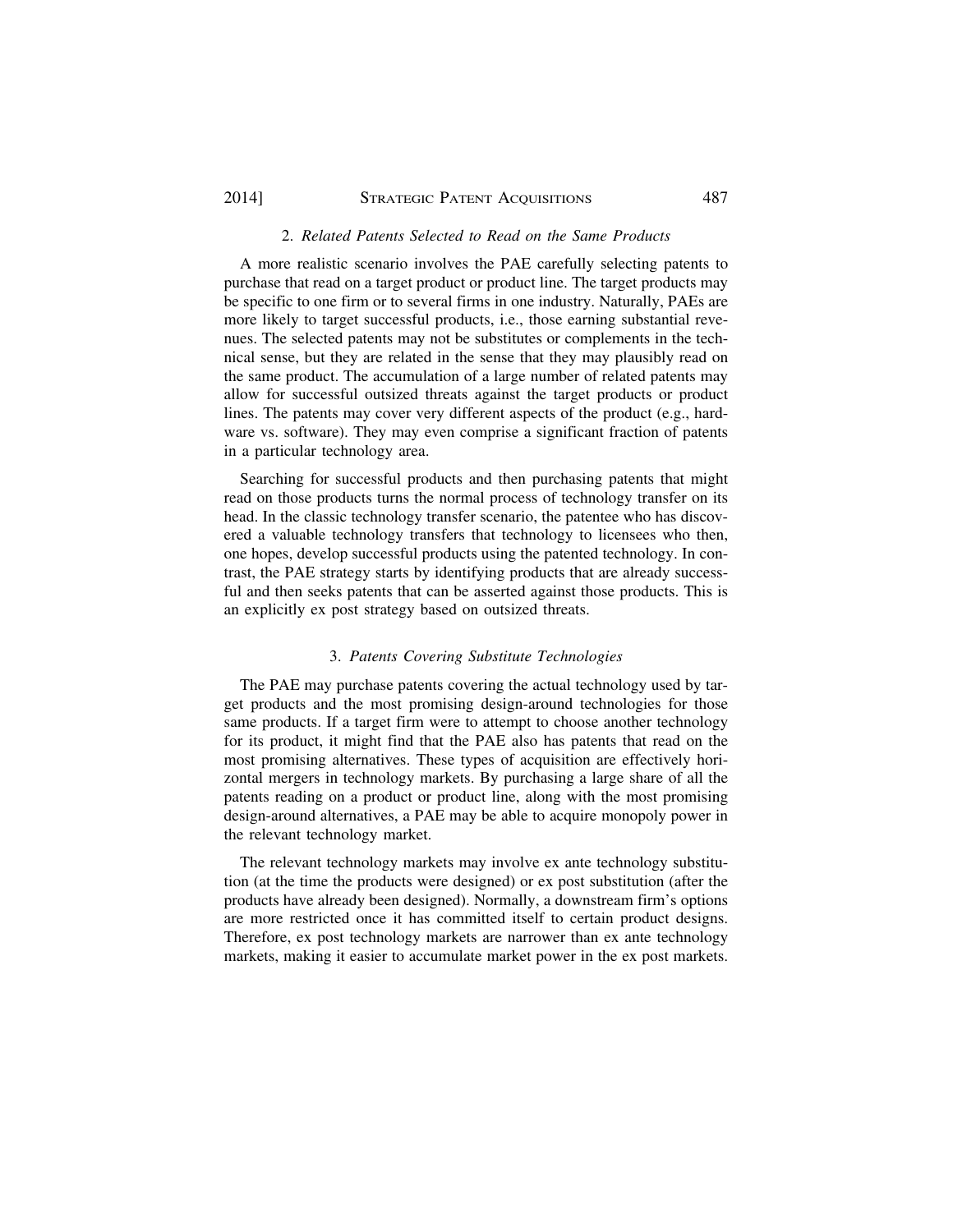### 2. *Related Patents Selected to Read on the Same Products*

A more realistic scenario involves the PAE carefully selecting patents to purchase that read on a target product or product line. The target products may be specific to one firm or to several firms in one industry. Naturally, PAEs are more likely to target successful products, i.e., those earning substantial revenues. The selected patents may not be substitutes or complements in the technical sense, but they are related in the sense that they may plausibly read on the same product. The accumulation of a large number of related patents may allow for successful outsized threats against the target products or product lines. The patents may cover very different aspects of the product (e.g., hardware vs. software). They may even comprise a significant fraction of patents in a particular technology area.

Searching for successful products and then purchasing patents that might read on those products turns the normal process of technology transfer on its head. In the classic technology transfer scenario, the patentee who has discovered a valuable technology transfers that technology to licensees who then, one hopes, develop successful products using the patented technology. In contrast, the PAE strategy starts by identifying products that are already successful and then seeks patents that can be asserted against those products. This is an explicitly ex post strategy based on outsized threats.

### 3. *Patents Covering Substitute Technologies*

The PAE may purchase patents covering the actual technology used by target products and the most promising design-around technologies for those same products. If a target firm were to attempt to choose another technology for its product, it might find that the PAE also has patents that read on the most promising alternatives. These types of acquisition are effectively horizontal mergers in technology markets. By purchasing a large share of all the patents reading on a product or product line, along with the most promising design-around alternatives, a PAE may be able to acquire monopoly power in the relevant technology market.

The relevant technology markets may involve ex ante technology substitution (at the time the products were designed) or ex post substitution (after the products have already been designed). Normally, a downstream firm's options are more restricted once it has committed itself to certain product designs. Therefore, ex post technology markets are narrower than ex ante technology markets, making it easier to accumulate market power in the ex post markets.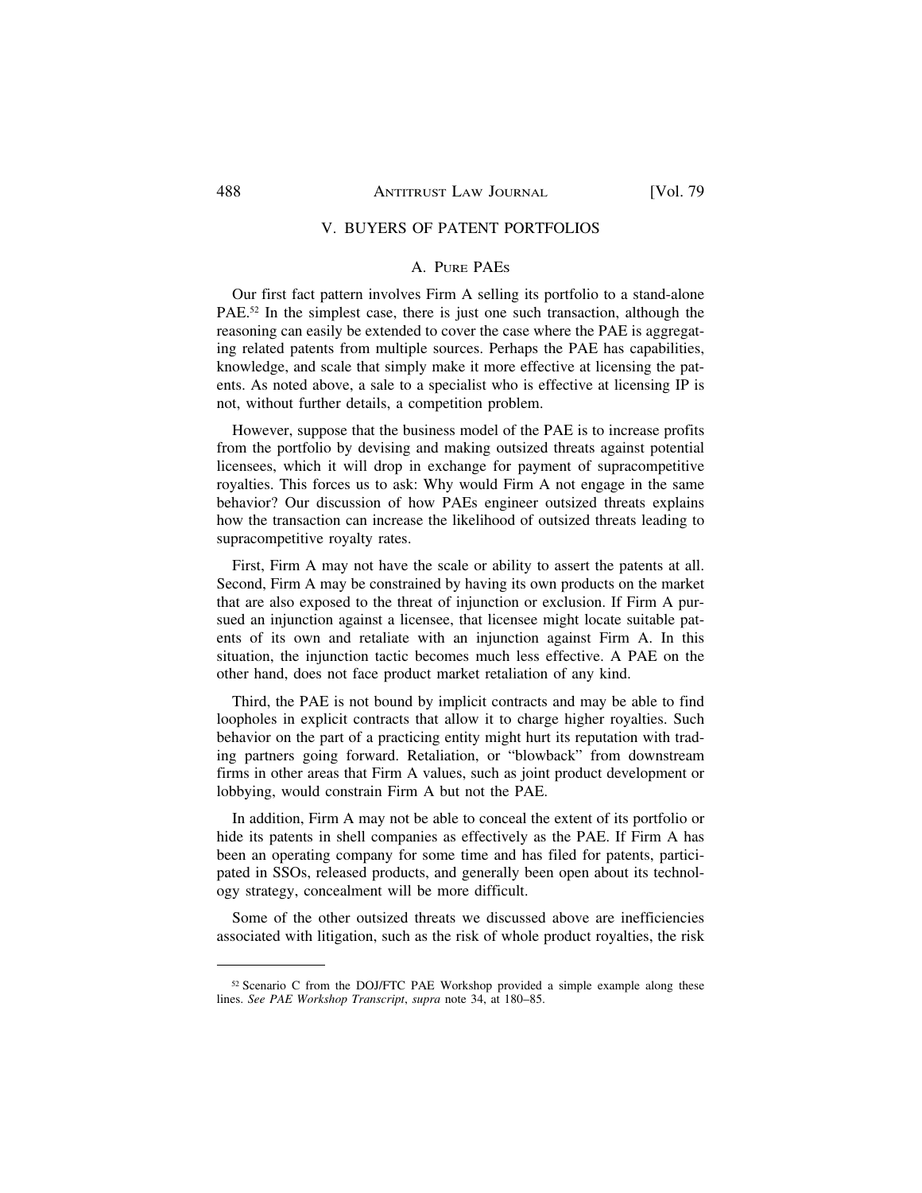## V. BUYERS OF PATENT PORTFOLIOS

### A. Pure PAEs

Our first fact pattern involves Firm A selling its portfolio to a stand-alone PAE.[52] In the simplest case, there is just one such transaction, although the reasoning can easily be extended to cover the case where the PAE is aggregating related patents from multiple sources. Perhaps the PAE has capabilities, knowledge, and scale that simply make it more effective at licensing the patents. As noted above, a sale to a specialist who is effective at licensing IP is not, without further details, a competition problem.

However, suppose that the business model of the PAE is to increase profits from the portfolio by devising and making outsized threats against potential licensees, which it will drop in exchange for payment of supracompetitive royalties. This forces us to ask: Why would Firm A not engage in the same behavior? Our discussion of how PAEs engineer outsized threats explains how the transaction can increase the likelihood of outsized threats leading to supracompetitive royalty rates.

First, Firm A may not have the scale or ability to assert the patents at all. Second, Firm A may be constrained by having its own products on the market that are also exposed to the threat of injunction or exclusion. If Firm A pursued an injunction against a licensee, that licensee might locate suitable patents of its own and retaliate with an injunction against Firm A. In this situation, the injunction tactic becomes much less effective. A PAE on the other hand, does not face product market retaliation of any kind.

Third, the PAE is not bound by implicit contracts and may be able to find loopholes in explicit contracts that allow it to charge higher royalties. Such behavior on the part of a practicing entity might hurt its reputation with trading partners going forward. Retaliation, or "blowback" from downstream firms in other areas that Firm A values, such as joint product development or lobbying, would constrain Firm A but not the PAE.

In addition, Firm A may not be able to conceal the extent of its portfolio or hide its patents in shell companies as effectively as the PAE. If Firm A has been an operating company for some time and has filed for patents, participated in SSOs, released products, and generally been open about its technology strategy, concealment will be more difficult.

Some of the other outsized threats we discussed above are inefficiencies associated with litigation, such as the risk of whole product royalties, the risk

[52] Scenario C from the DOJ/FTC PAE Workshop provided a simple example along these lines. *See PAE Workshop Transcript*, *supra* note 34, at 180–85.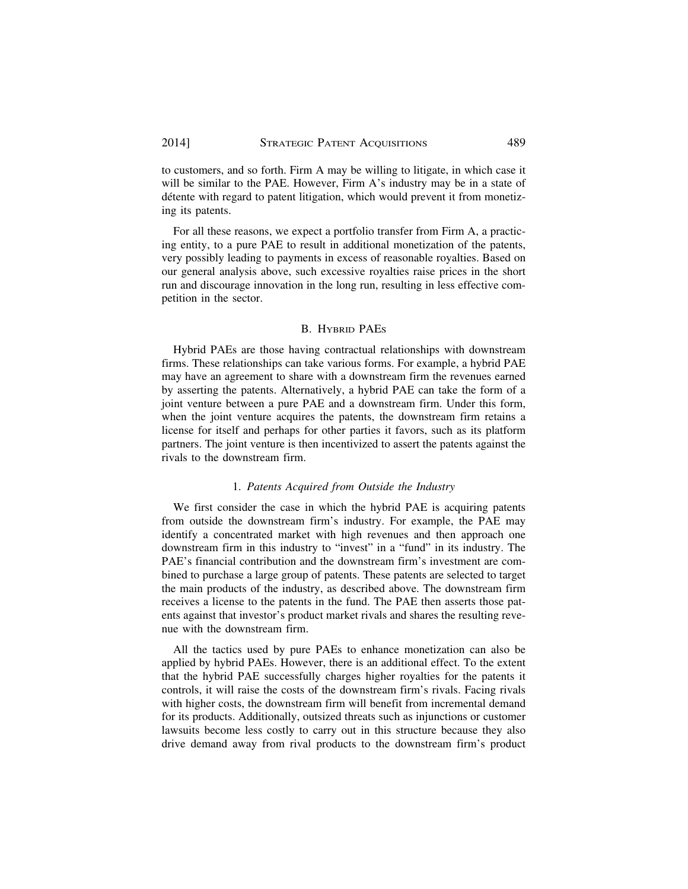to customers, and so forth. Firm A may be willing to litigate, in which case it will be similar to the PAE. However, Firm A's industry may be in a state of détente with regard to patent litigation, which would prevent it from monetizing its patents.

For all these reasons, we expect a portfolio transfer from Firm A, a practicing entity, to a pure PAE to result in additional monetization of the patents, very possibly leading to payments in excess of reasonable royalties. Based on our general analysis above, such excessive royalties raise prices in the short run and discourage innovation in the long run, resulting in less effective competition in the sector.

### B. Hybrid PAEs

Hybrid PAEs are those having contractual relationships with downstream firms. These relationships can take various forms. For example, a hybrid PAE may have an agreement to share with a downstream firm the revenues earned by asserting the patents. Alternatively, a hybrid PAE can take the form of a joint venture between a pure PAE and a downstream firm. Under this form, when the joint venture acquires the patents, the downstream firm retains a license for itself and perhaps for other parties it favors, such as its platform partners. The joint venture is then incentivized to assert the patents against the rivals to the downstream firm.

#### 1. *Patents Acquired from Outside the Industry*

We first consider the case in which the hybrid PAE is acquiring patents from outside the downstream firm's industry. For example, the PAE may identify a concentrated market with high revenues and then approach one downstream firm in this industry to "invest" in a "fund" in its industry. The PAE's financial contribution and the downstream firm's investment are combined to purchase a large group of patents. These patents are selected to target the main products of the industry, as described above. The downstream firm receives a license to the patents in the fund. The PAE then asserts those patents against that investor's product market rivals and shares the resulting revenue with the downstream firm.

All the tactics used by pure PAEs to enhance monetization can also be applied by hybrid PAEs. However, there is an additional effect. To the extent that the hybrid PAE successfully charges higher royalties for the patents it controls, it will raise the costs of the downstream firm's rivals. Facing rivals with higher costs, the downstream firm will benefit from incremental demand for its products. Additionally, outsized threats such as injunctions or customer lawsuits become less costly to carry out in this structure because they also drive demand away from rival products to the downstream firm's product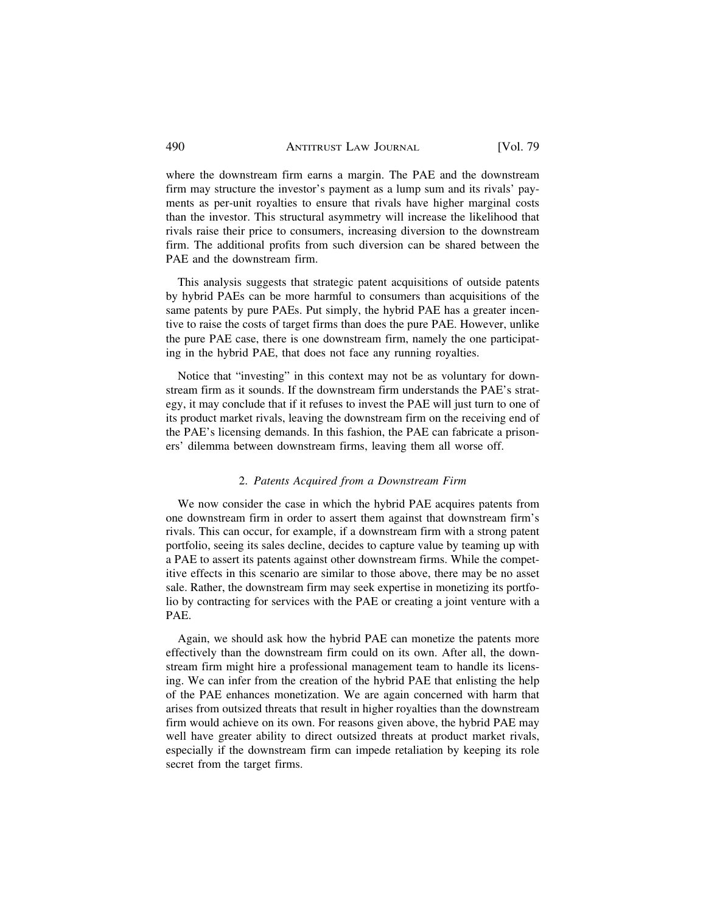where the downstream firm earns a margin. The PAE and the downstream firm may structure the investor's payment as a lump sum and its rivals' payments as per-unit royalties to ensure that rivals have higher marginal costs than the investor. This structural asymmetry will increase the likelihood that rivals raise their price to consumers, increasing diversion to the downstream firm. The additional profits from such diversion can be shared between the PAE and the downstream firm.

This analysis suggests that strategic patent acquisitions of outside patents by hybrid PAEs can be more harmful to consumers than acquisitions of the same patents by pure PAEs. Put simply, the hybrid PAE has a greater incentive to raise the costs of target firms than does the pure PAE. However, unlike the pure PAE case, there is one downstream firm, namely the one participating in the hybrid PAE, that does not face any running royalties.

Notice that "investing" in this context may not be as voluntary for downstream firm as it sounds. If the downstream firm understands the PAE's strategy, it may conclude that if it refuses to invest the PAE will just turn to one of its product market rivals, leaving the downstream firm on the receiving end of the PAE's licensing demands. In this fashion, the PAE can fabricate a prisoners' dilemma between downstream firms, leaving them all worse off.

### 2. *Patents Acquired from a Downstream Firm*

We now consider the case in which the hybrid PAE acquires patents from one downstream firm in order to assert them against that downstream firm's rivals. This can occur, for example, if a downstream firm with a strong patent portfolio, seeing its sales decline, decides to capture value by teaming up with a PAE to assert its patents against other downstream firms. While the competitive effects in this scenario are similar to those above, there may be no asset sale. Rather, the downstream firm may seek expertise in monetizing its portfolio by contracting for services with the PAE or creating a joint venture with a PAE.

Again, we should ask how the hybrid PAE can monetize the patents more effectively than the downstream firm could on its own. After all, the downstream firm might hire a professional management team to handle its licensing. We can infer from the creation of the hybrid PAE that enlisting the help of the PAE enhances monetization. We are again concerned with harm that arises from outsized threats that result in higher royalties than the downstream firm would achieve on its own. For reasons given above, the hybrid PAE may well have greater ability to direct outsized threats at product market rivals, especially if the downstream firm can impede retaliation by keeping its role secret from the target firms.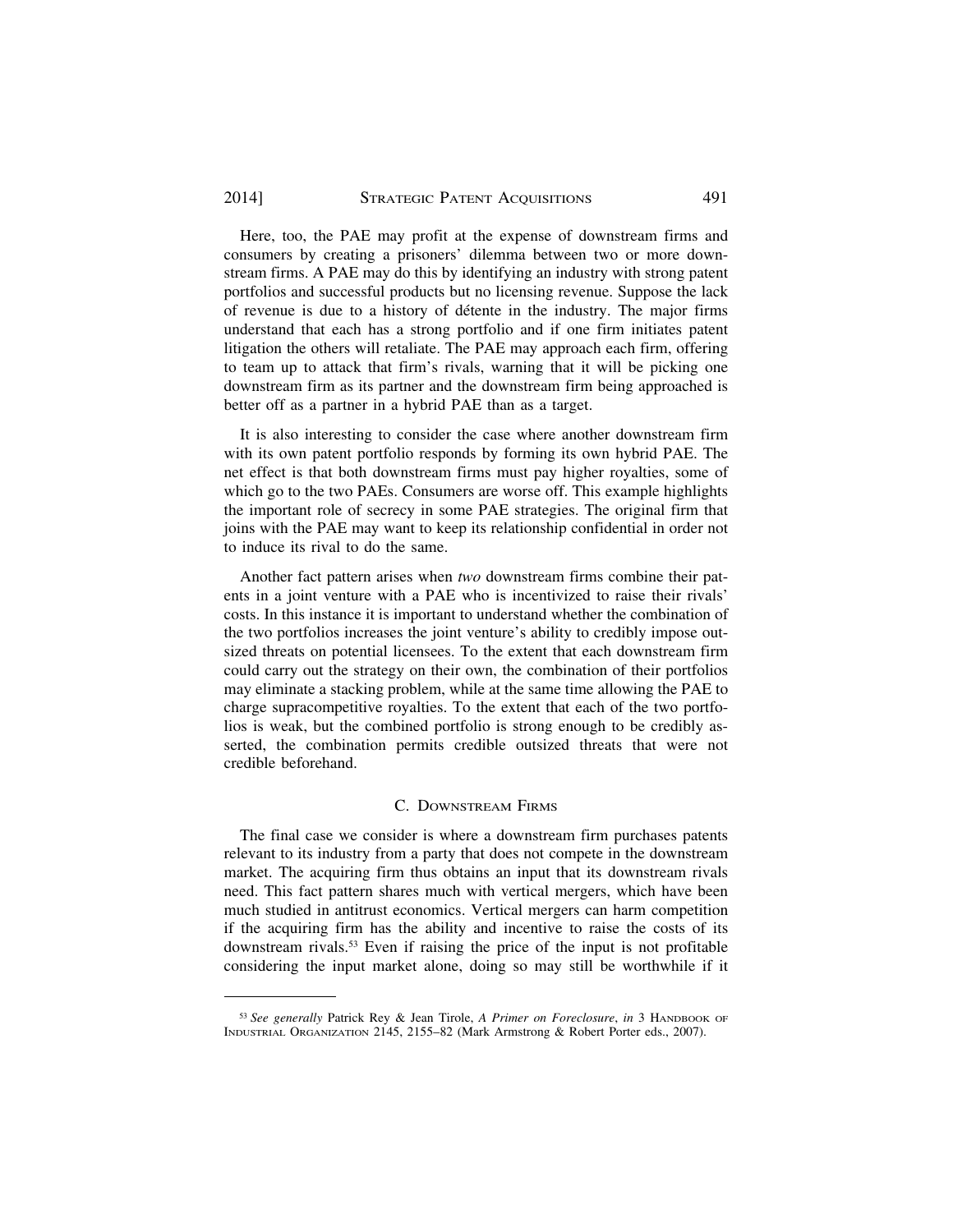Here, too, the PAE may profit at the expense of downstream firms and consumers by creating a prisoners' dilemma between two or more downstream firms. A PAE may do this by identifying an industry with strong patent portfolios and successful products but no licensing revenue. Suppose the lack of revenue is due to a history of détente in the industry. The major firms understand that each has a strong portfolio and if one firm initiates patent litigation the others will retaliate. The PAE may approach each firm, offering to team up to attack that firm's rivals, warning that it will be picking one downstream firm as its partner and the downstream firm being approached is better off as a partner in a hybrid PAE than as a target.

It is also interesting to consider the case where another downstream firm with its own patent portfolio responds by forming its own hybrid PAE. The net effect is that both downstream firms must pay higher royalties, some of which go to the two PAEs. Consumers are worse off. This example highlights the important role of secrecy in some PAE strategies. The original firm that joins with the PAE may want to keep its relationship confidential in order not to induce its rival to do the same.

Another fact pattern arises when *two* downstream firms combine their patents in a joint venture with a PAE who is incentivized to raise their rivals' costs. In this instance it is important to understand whether the combination of the two portfolios increases the joint venture's ability to credibly impose outsized threats on potential licensees. To the extent that each downstream firm could carry out the strategy on their own, the combination of their portfolios may eliminate a stacking problem, while at the same time allowing the PAE to charge supracompetitive royalties. To the extent that each of the two portfolios is weak, but the combined portfolio is strong enough to be credibly asserted, the combination permits credible outsized threats that were not credible beforehand.

### C. Downstream Firms

The final case we consider is where a downstream firm purchases patents relevant to its industry from a party that does not compete in the downstream market. The acquiring firm thus obtains an input that its downstream rivals need. This fact pattern shares much with vertical mergers, which have been much studied in antitrust economics. Vertical mergers can harm competition if the acquiring firm has the ability and incentive to raise the costs of its downstream rivals.[53] Even if raising the price of the input is not profitable considering the input market alone, doing so may still be worthwhile if it

---

[53] *See generally* Patrick Rey & Jean Tirole, *A Primer on Foreclosure*, *in* 3 Handbook of Industrial Organization 2145, 2155–82 (Mark Armstrong & Robert Porter eds., 2007).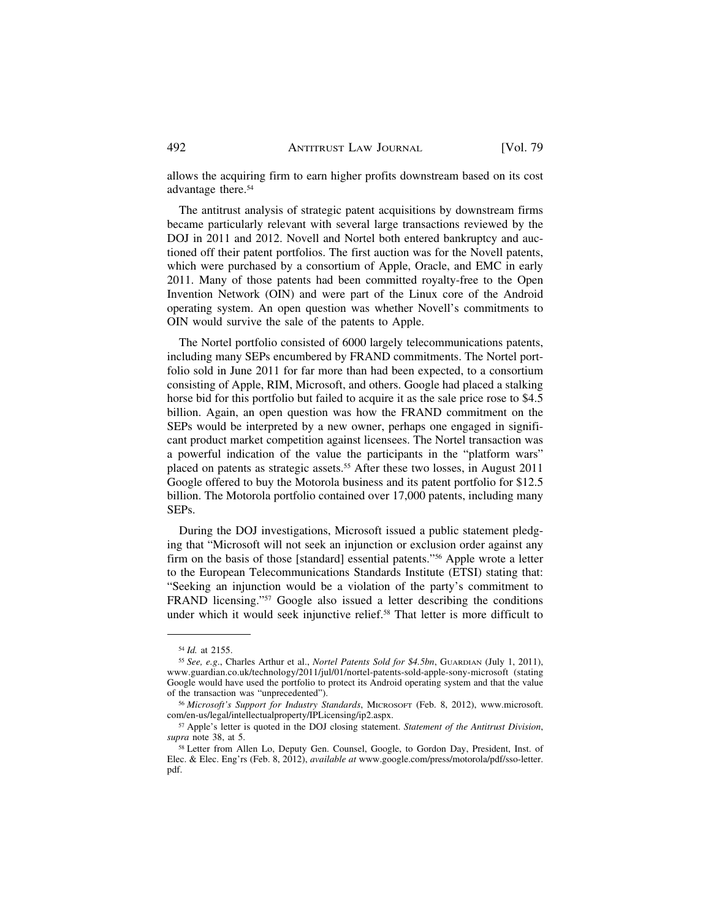allows the acquiring firm to earn higher profits downstream based on its cost advantage there.[54]

The antitrust analysis of strategic patent acquisitions by downstream firms became particularly relevant with several large transactions reviewed by the DOJ in 2011 and 2012. Novell and Nortel both entered bankruptcy and auctioned off their patent portfolios. The first auction was for the Novell patents, which were purchased by a consortium of Apple, Oracle, and EMC in early 2011. Many of those patents had been committed royalty-free to the Open Invention Network (OIN) and were part of the Linux core of the Android operating system. An open question was whether Novell's commitments to OIN would survive the sale of the patents to Apple.

The Nortel portfolio consisted of 6000 largely telecommunications patents, including many SEPs encumbered by FRAND commitments. The Nortel portfolio sold in June 2011 for far more than had been expected, to a consortium consisting of Apple, RIM, Microsoft, and others. Google had placed a stalking horse bid for this portfolio but failed to acquire it as the sale price rose to $4.5 billion. Again, an open question was how the FRAND commitment on the SEPs would be interpreted by a new owner, perhaps one engaged in significant product market competition against licensees. The Nortel transaction was a powerful indication of the value the participants in the "platform wars" placed on patents as strategic assets.[55] After these two losses, in August 2011 Google offered to buy the Motorola business and its patent portfolio for $12.5 billion. The Motorola portfolio contained over 17,000 patents, including many SEPs.

During the DOJ investigations, Microsoft issued a public statement pledging that "Microsoft will not seek an injunction or exclusion order against any firm on the basis of those [standard] essential patents."[56] Apple wrote a letter to the European Telecommunications Standards Institute (ETSI) stating that: "Seeking an injunction would be a violation of the party's commitment to FRAND licensing."[57] Google also issued a letter describing the conditions under which it would seek injunctive relief.[58] That letter is more difficult to

---

[54] *Id.* at 2155.

[55] *See, e.g.*, Charles Arthur et al., *Nortel Patents Sold for $4.5bn*, Guardian (July 1, 2011), www.guardian.co.uk/technology/2011/jul/01/nortel-patents-sold-apple-sony-microsoft (stating Google would have used the portfolio to protect its Android operating system and that the value of the transaction was "unprecedented").

[56] *Microsoft's Support for Industry Standards*, Microsoft (Feb. 8, 2012), www.microsoft.com/en-us/legal/intellectualproperty/IPLicensing/ip2.aspx.

[57] Apple's letter is quoted in the DOJ closing statement. *Statement of the Antitrust Division*, *supra* note 38, at 5.

[58] Letter from Allen Lo, Deputy Gen. Counsel, Google, to Gordon Day, President, Inst. of Elec. & Elec. Eng'rs (Feb. 8, 2012), *available at* www.google.com/press/motorola/pdf/sso-letter.pdf.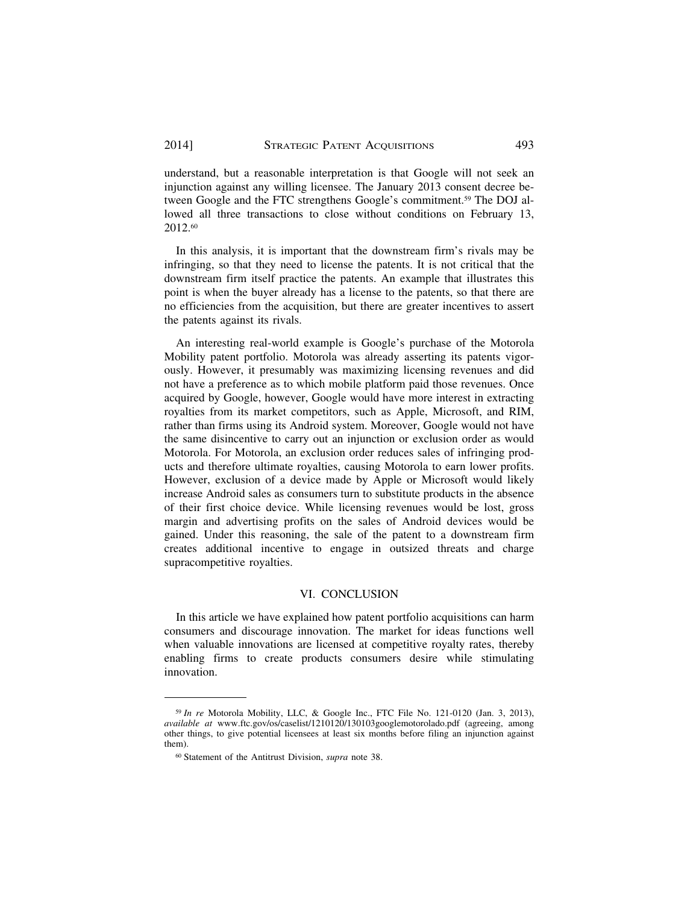understand, but a reasonable interpretation is that Google will not seek an injunction against any willing licensee. The January 2013 consent decree between Google and the FTC strengthens Google's commitment.[59] The DOJ allowed all three transactions to close without conditions on February 13, 2012.[60]

In this analysis, it is important that the downstream firm's rivals may be infringing, so that they need to license the patents. It is not critical that the downstream firm itself practice the patents. An example that illustrates this point is when the buyer already has a license to the patents, so that there are no efficiencies from the acquisition, but there are greater incentives to assert the patents against its rivals.

An interesting real-world example is Google's purchase of the Motorola Mobility patent portfolio. Motorola was already asserting its patents vigorously. However, it presumably was maximizing licensing revenues and did not have a preference as to which mobile platform paid those revenues. Once acquired by Google, however, Google would have more interest in extracting royalties from its market competitors, such as Apple, Microsoft, and RIM, rather than firms using its Android system. Moreover, Google would not have the same disincentive to carry out an injunction or exclusion order as would Motorola. For Motorola, an exclusion order reduces sales of infringing products and therefore ultimate royalties, causing Motorola to earn lower profits. However, exclusion of a device made by Apple or Microsoft would likely increase Android sales as consumers turn to substitute products in the absence of their first choice device. While licensing revenues would be lost, gross margin and advertising profits on the sales of Android devices would be gained. Under this reasoning, the sale of the patent to a downstream firm creates additional incentive to engage in outsized threats and charge supracompetitive royalties.

## VI. CONCLUSION

In this article we have explained how patent portfolio acquisitions can harm consumers and discourage innovation. The market for ideas functions well when valuable innovations are licensed at competitive royalty rates, thereby enabling firms to create products consumers desire while stimulating innovation.

---

[59] *In re* Motorola Mobility, LLC, & Google Inc., FTC File No. 121-0120 (Jan. 3, 2013), *available at* www.ftc.gov/os/caselist/1210120/130103googlemotorolado.pdf (agreeing, among other things, to give potential licensees at least six months before filing an injunction against them).

[60] Statement of the Antitrust Division, *supra* note 38.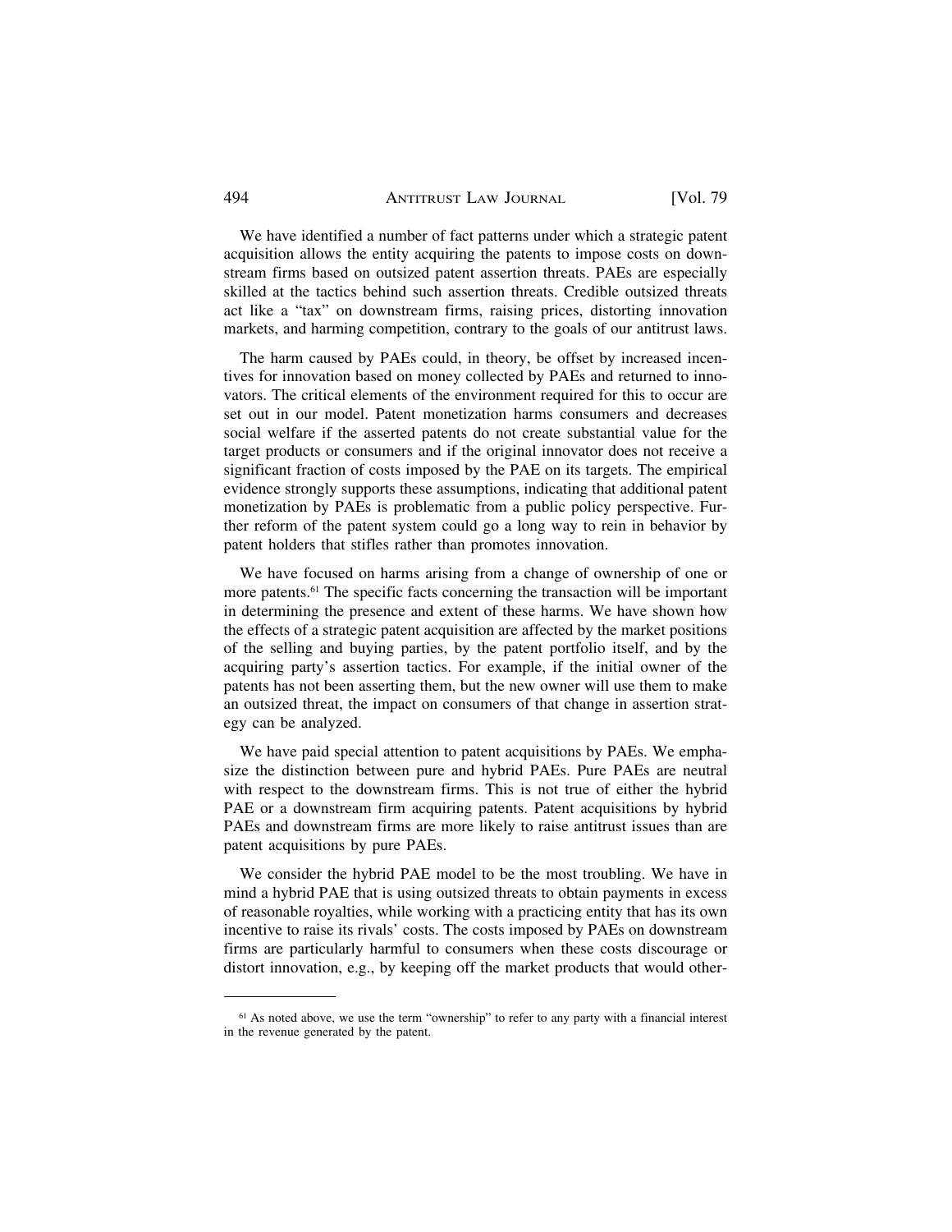We have identified a number of fact patterns under which a strategic patent acquisition allows the entity acquiring the patents to impose costs on downstream firms based on outsized patent assertion threats. PAEs are especially skilled at the tactics behind such assertion threats. Credible outsized threats act like a "tax" on downstream firms, raising prices, distorting innovation markets, and harming competition, contrary to the goals of our antitrust laws.

The harm caused by PAEs could, in theory, be offset by increased incentives for innovation based on money collected by PAEs and returned to innovators. The critical elements of the environment required for this to occur are set out in our model. Patent monetization harms consumers and decreases social welfare if the asserted patents do not create substantial value for the target products or consumers and if the original innovator does not receive a significant fraction of costs imposed by the PAE on its targets. The empirical evidence strongly supports these assumptions, indicating that additional patent monetization by PAEs is problematic from a public policy perspective. Further reform of the patent system could go a long way to rein in behavior by patent holders that stifles rather than promotes innovation.

We have focused on harms arising from a change of ownership of one or more patents.[61] The specific facts concerning the transaction will be important in determining the presence and extent of these harms. We have shown how the effects of a strategic patent acquisition are affected by the market positions of the selling and buying parties, by the patent portfolio itself, and by the acquiring party's assertion tactics. For example, if the initial owner of the patents has not been asserting them, but the new owner will use them to make an outsized threat, the impact on consumers of that change in assertion strategy can be analyzed.

We have paid special attention to patent acquisitions by PAEs. We emphasize the distinction between pure and hybrid PAEs. Pure PAEs are neutral with respect to the downstream firms. This is not true of either the hybrid PAE or a downstream firm acquiring patents. Patent acquisitions by hybrid PAEs and downstream firms are more likely to raise antitrust issues than are patent acquisitions by pure PAEs.

We consider the hybrid PAE model to be the most troubling. We have in mind a hybrid PAE that is using outsized threats to obtain payments in excess of reasonable royalties, while working with a practicing entity that has its own incentive to raise its rivals' costs. The costs imposed by PAEs on downstream firms are particularly harmful to consumers when these costs discourage or distort innovation, e.g., by keeping off the market products that would other-

[61] As noted above, we use the term "ownership" to refer to any party with a financial interest in the revenue generated by the patent.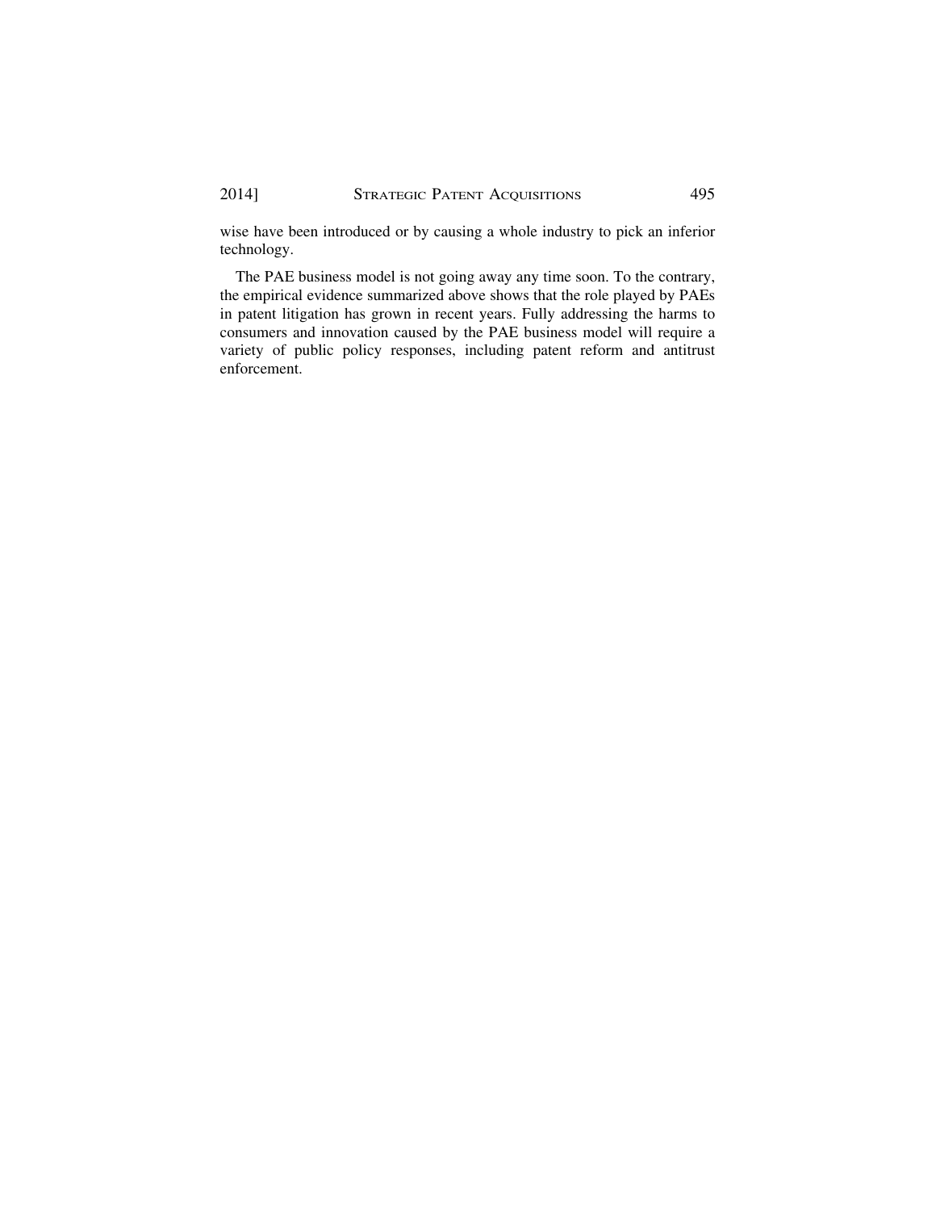wise have been introduced or by causing a whole industry to pick an inferior technology.

The PAE business model is not going away any time soon. To the contrary, the empirical evidence summarized above shows that the role played by PAEs in patent litigation has grown in recent years. Fully addressing the harms to consumers and innovation caused by the PAE business model will require a variety of public policy responses, including patent reform and antitrust enforcement.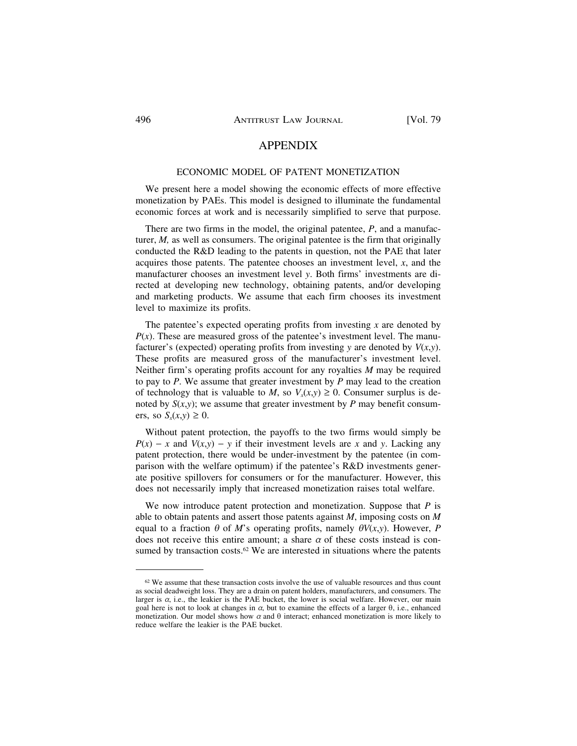# APPENDIX

## ECONOMIC MODEL OF PATENT MONETIZATION

We present here a model showing the economic effects of more effective monetization by PAEs. This model is designed to illuminate the fundamental economic forces at work and is necessarily simplified to serve that purpose.

There are two firms in the model, the original patentee, *P*, and a manufacturer, *M,* as well as consumers. The original patentee is the firm that originally conducted the R&D leading to the patents in question, not the PAE that later acquires those patents. The patentee chooses an investment level, $x$, and the manufacturer chooses an investment level $y$. Both firms' investments are directed at developing new technology, obtaining patents, and/or developing and marketing products. We assume that each firm chooses its investment level to maximize its profits.

The patentee's expected operating profits from investing $x$ are denoted by $P(x)$. These are measured gross of the patentee's investment level. The manufacturer's (expected) operating profits from investing $y$ are denoted by $V(x,y)$. These profits are measured gross of the manufacturer's investment level. Neither firm's operating profits account for any royalties *M* may be required to pay to *P*. We assume that greater investment by *P* may lead to the creation of technology that is valuable to *M*, so $V_x(x,y) \geq 0$. Consumer surplus is denoted by $S(x,y)$; we assume that greater investment by *P* may benefit consumers, so $S_x(x,y) \geq 0$.

Without patent protection, the payoffs to the two firms would simply be $P(x) - x$ and $V(x,y) - y$ if their investment levels are $x$ and $y$. Lacking any patent protection, there would be under-investment by the patentee (in comparison with the welfare optimum) if the patentee's R&D investments generate positive spillovers for consumers or for the manufacturer. However, this does not necessarily imply that increased monetization raises total welfare.

We now introduce patent protection and monetization. Suppose that *P* is able to obtain patents and assert those patents against *M*, imposing costs on *M* equal to a fraction $\theta$ of *M*'s operating profits, namely $\theta V(x,y)$. However, *P* does not receive this entire amount; a share $\alpha$ of these costs instead is consumed by transaction costs.[62] We are interested in situations where the patents

[62] We assume that these transaction costs involve the use of valuable resources and thus count as social deadweight loss. They are a drain on patent holders, manufacturers, and consumers. The larger is $\alpha$, i.e., the leakier is the PAE bucket, the lower is social welfare. However, our main goal here is not to look at changes in $\alpha$, but to examine the effects of a larger $\theta$, i.e., enhanced monetization. Our model shows how $\alpha$ and $\theta$ interact; enhanced monetization is more likely to reduce welfare the leakier is the PAE bucket.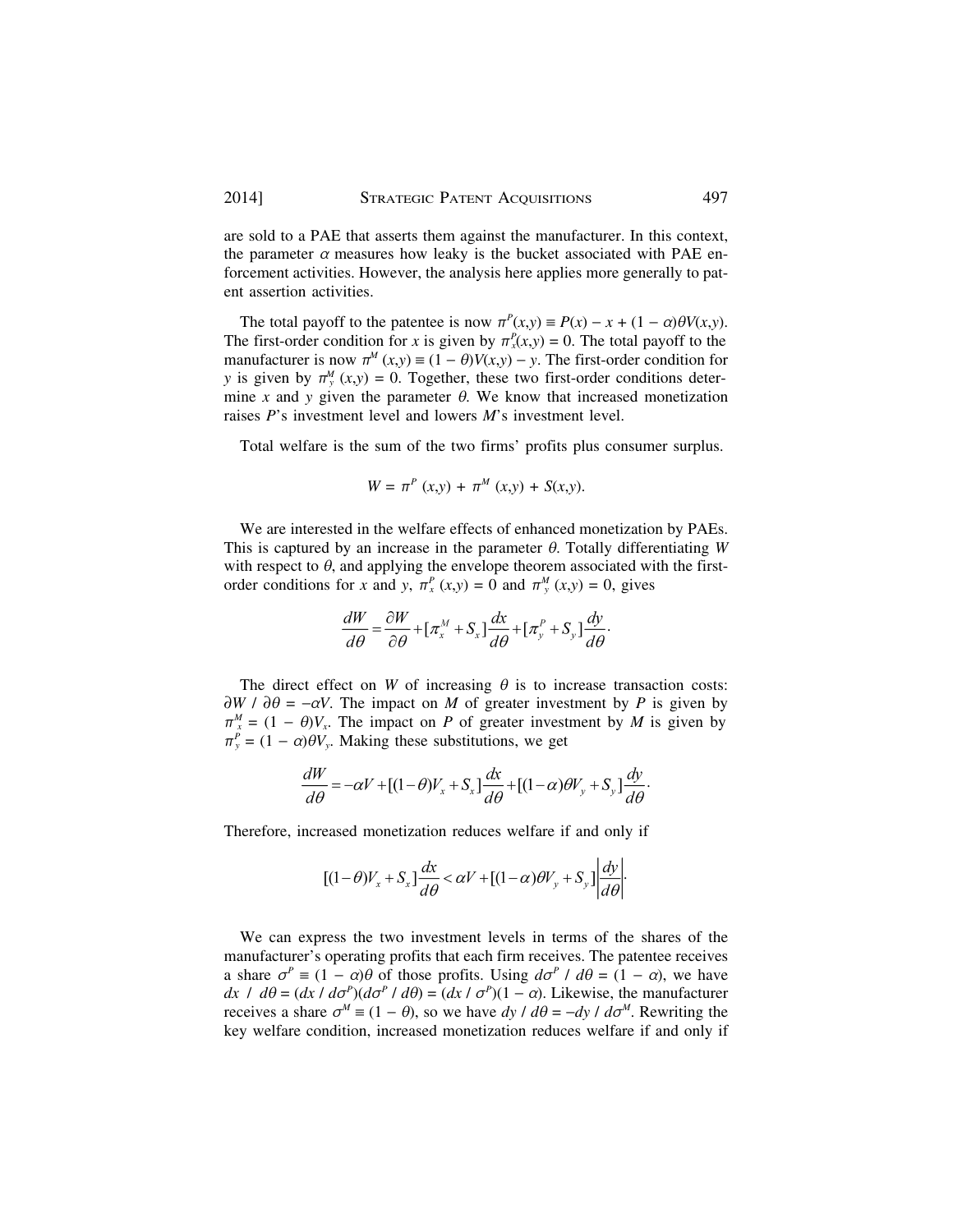are sold to a PAE that asserts them against the manufacturer. In this context, the parameter $\alpha$ measures how leaky is the bucket associated with PAE enforcement activities. However, the analysis here applies more generally to patent assertion activities.

The total payoff to the patentee is now $\pi^P(x,y) \equiv P(x) - x + (1 - \alpha)\theta V(x,y)$. The first-order condition for $x$ is given by $\pi^P_x(x,y) = 0$. The total payoff to the manufacturer is now $\pi^M(x,y) \equiv (1 - \theta)V(x,y) - y$. The first-order condition for $y$ is given by $\pi^M_y(x,y) = 0$. Together, these two first-order conditions determine $x$ and $y$ given the parameter $\theta$. We know that increased monetization raises $P$'s investment level and lowers $M$'s investment level.

Total welfare is the sum of the two firms' profits plus consumer surplus.

$$W = \pi^P(x,y) + \pi^M(x,y) + S(x,y).$$

We are interested in the welfare effects of enhanced monetization by PAEs. This is captured by an increase in the parameter $\theta$. Totally differentiating $W$ with respect to $\theta$, and applying the envelope theorem associated with the first-order conditions for $x$ and $y$, $\pi^P_x(x,y) = 0$ and $\pi^M_y(x,y) = 0$, gives

$$\frac{dW}{d\theta} = \frac{\partial W}{\partial \theta} + [\pi^M_x + S_x]\frac{dx}{d\theta} + [\pi^P_y + S_y]\frac{dy}{d\theta}.$$

The direct effect on $W$ of increasing $\theta$ is to increase transaction costs: $\partial W / \partial\theta = -\alpha V$. The impact on $M$ of greater investment by $P$ is given by $\pi^M_x = (1 - \theta)V_x$. The impact on $P$ of greater investment by $M$ is given by $\pi^P_y = (1 - \alpha)\theta V_y$. Making these substitutions, we get

$$\frac{dW}{d\theta} = -\alpha V + [(1-\theta)V_x + S_x]\frac{dx}{d\theta} + [(1-\alpha)\theta V_y + S_y]\frac{dy}{d\theta}.$$

Therefore, increased monetization reduces welfare if and only if

$$[(1-\theta)V_x + S_x]\frac{dx}{d\theta} < \alpha V + [(1-\alpha)\theta V_y + S_y]\left|\frac{dy}{d\theta}\right|.$$

We can express the two investment levels in terms of the shares of the manufacturer's operating profits that each firm receives. The patentee receives a share $\sigma^P \equiv (1 - \alpha)\theta$ of those profits. Using $d\sigma^P / d\theta = (1 - \alpha)$, we have $dx / d\theta = (dx / d\sigma^P)(d\sigma^P / d\theta) = (dx / \sigma^P)(1 - \alpha)$. Likewise, the manufacturer receives a share $\sigma^M \equiv (1 - \theta)$, so we have $dy / d\theta = -dy / d\sigma^M$. Rewriting the key welfare condition, increased monetization reduces welfare if and only if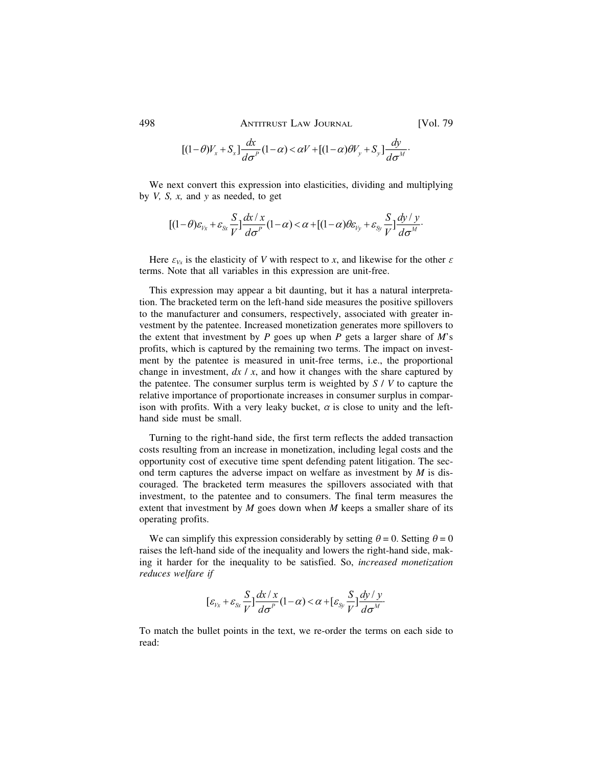$$[(1-\theta)V_x + S_x]\frac{dx}{d\sigma^P}(1-\alpha) < \alpha V + [(1-\alpha)\theta V_y + S_y]\frac{dy}{d\sigma^M}.$$

We next convert this expression into elasticities, dividing and multiplying by $V$, $S$, $x$, and $y$ as needed, to get

$$[(1-\theta)\varepsilon_{Vx} + \varepsilon_{Sx}\frac{S}{V}]\frac{dx/x}{d\sigma^P}(1-\alpha) < \alpha + [(1-\alpha)\theta\varepsilon_{Vy} + \varepsilon_{Sy}\frac{S}{V}]\frac{dy/y}{d\sigma^M}.$$

Here $\varepsilon_{Vx}$ is the elasticity of $V$ with respect to $x$, and likewise for the other $\varepsilon$ terms. Note that all variables in this expression are unit-free.

This expression may appear a bit daunting, but it has a natural interpretation. The bracketed term on the left-hand side measures the positive spillovers to the manufacturer and consumers, respectively, associated with greater investment by the patentee. Increased monetization generates more spillovers to the extent that investment by $P$ goes up when $P$ gets a larger share of $M$'s profits, which is captured by the remaining two terms. The impact on investment by the patentee is measured in unit-free terms, i.e., the proportional change in investment, $dx / x$, and how it changes with the share captured by the patentee. The consumer surplus term is weighted by $S / V$ to capture the relative importance of proportionate increases in consumer surplus in comparison with profits. With a very leaky bucket, $\alpha$ is close to unity and the left-hand side must be small.

Turning to the right-hand side, the first term reflects the added transaction costs resulting from an increase in monetization, including legal costs and the opportunity cost of executive time spent defending patent litigation. The second term captures the adverse impact on welfare as investment by $M$ is discouraged. The bracketed term measures the spillovers associated with that investment, to the patentee and to consumers. The final term measures the extent that investment by $M$ goes down when $M$ keeps a smaller share of its operating profits.

We can simplify this expression considerably by setting $\theta = 0$. Setting $\theta = 0$ raises the left-hand side of the inequality and lowers the right-hand side, making it harder for the inequality to be satisfied. So, *increased monetization reduces welfare if*

$$[\varepsilon_{Vx} + \varepsilon_{Sx}\frac{S}{V}]\frac{dx/x}{d\sigma^P}(1-\alpha) < \alpha + [\varepsilon_{Sy}\frac{S}{V}]\frac{dy/y}{d\sigma^M}.$$

To match the bullet points in the text, we re-order the terms on each side to read: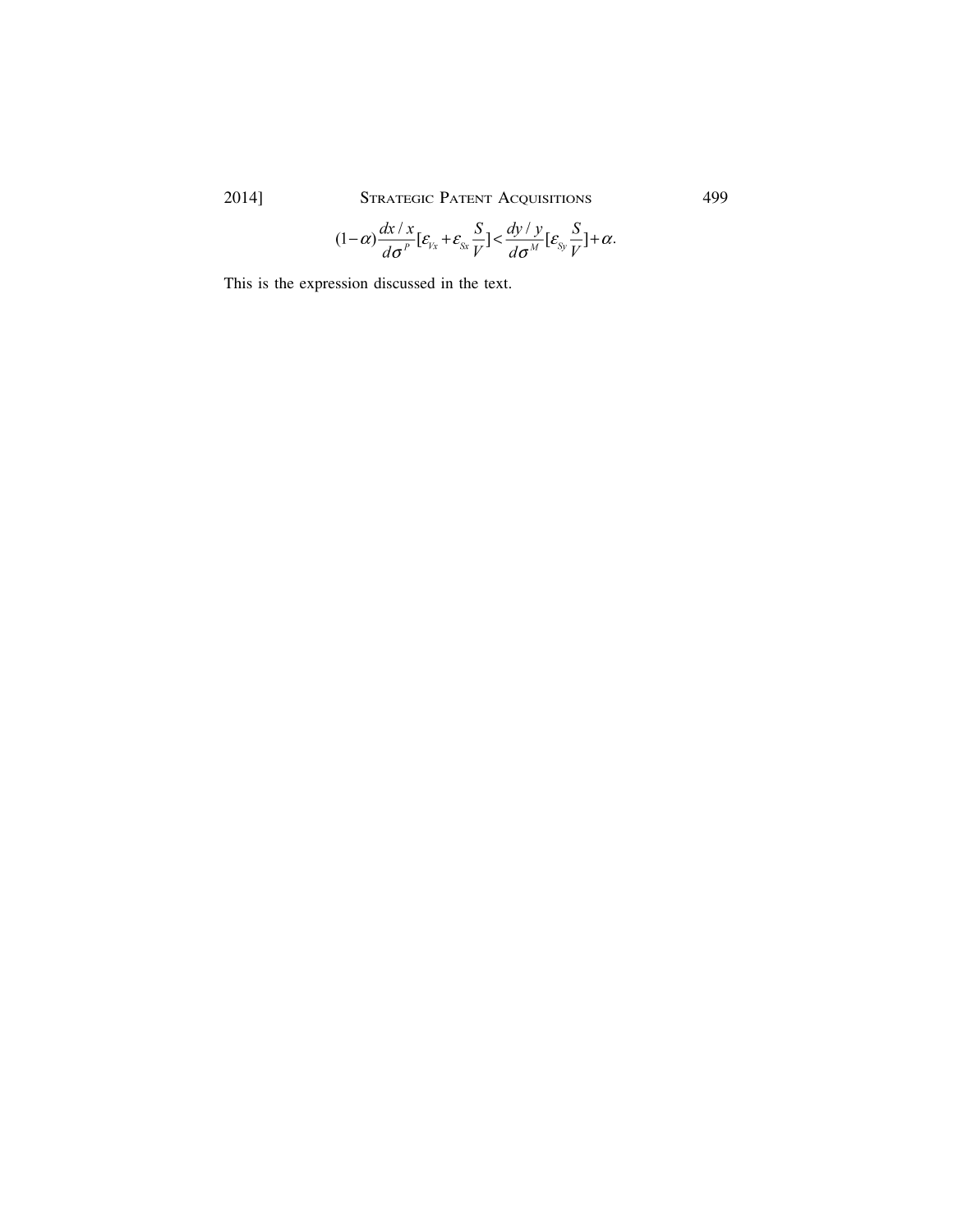$$(1-\alpha)\frac{dx/x}{d\sigma^{P}}[\varepsilon_{Vx}+\varepsilon_{Sx}\frac{S}{V}]<\frac{dy/y}{d\sigma^{M}}[\varepsilon_{Sy}\frac{S}{V}]+\alpha.$$

This is the expression discussed in the text.